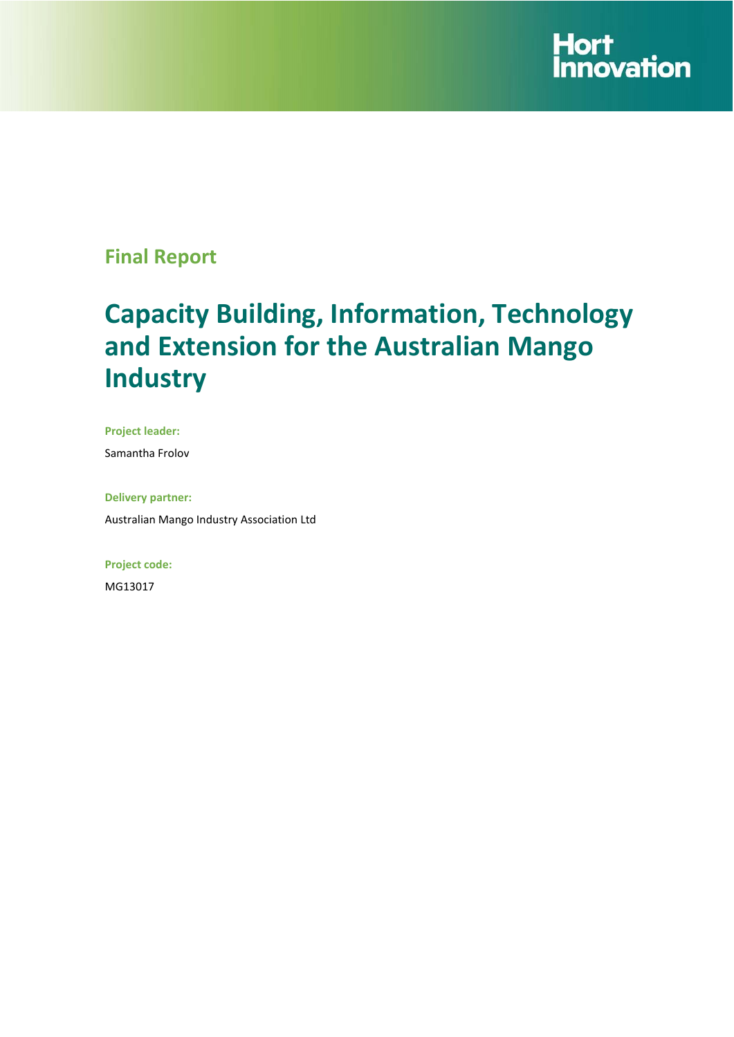Hort Innovation

## Final Report

# Capacity Building, Information, Technology and Extension for the Australian Mango Industry

**Project leader:**

Samantha Frolov

**Delivery partner:**

Australian Mango Industry Association Ltd

**Project code:**

MG13017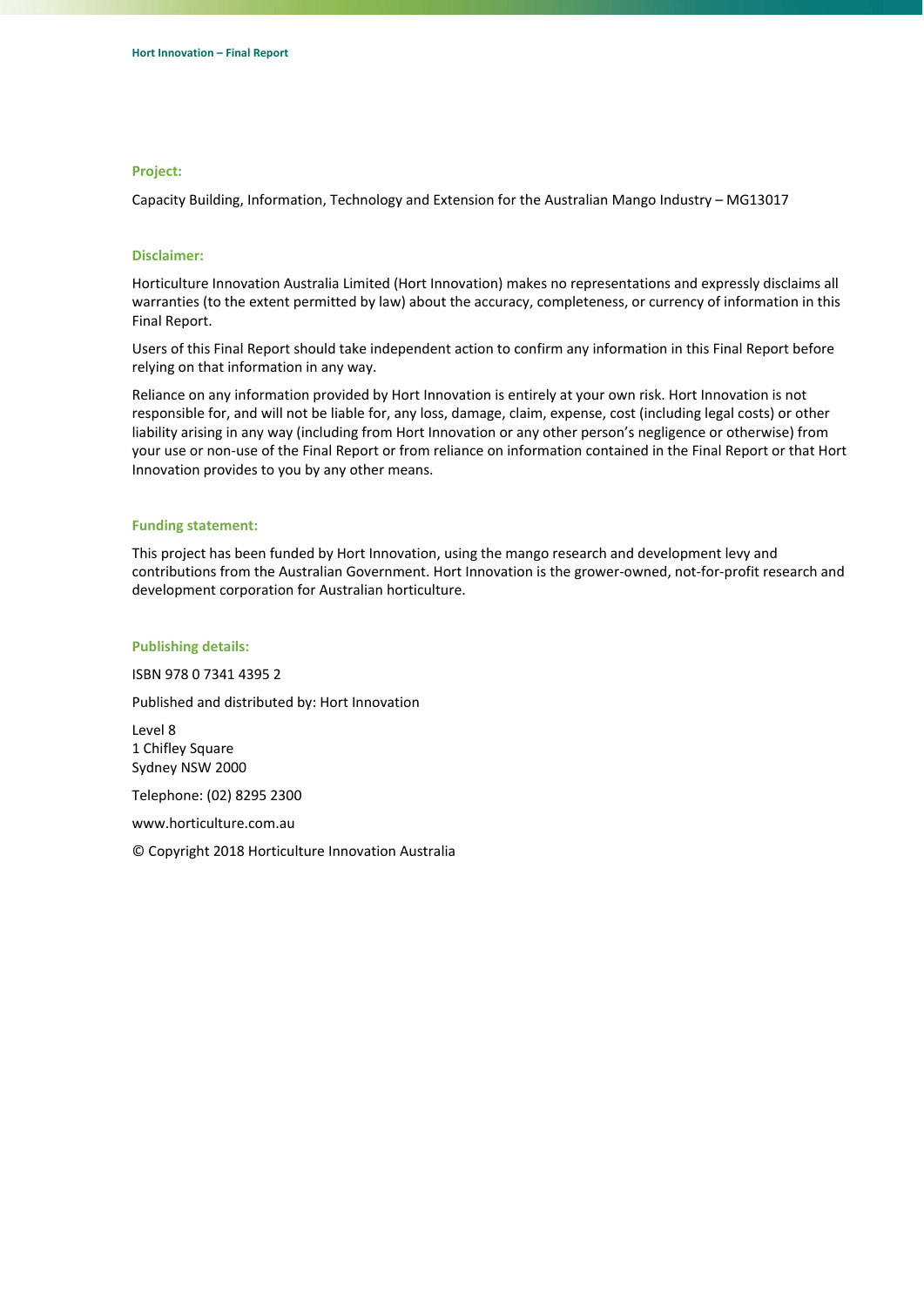**Project:**

Capacity Building, Information, Technology and Extension for the Australian Mango Industry – MG13017

**Disclaimer:**

Horticulture Innovation Australia Limited (Hort Innovation) makes no representations and expressly disclaims all warranties (to the extent permitted by law) about the accuracy, completeness, or currency of information in this Final Report.

Users of this Final Report should take independent action to confirm any information in this Final Report before relying on that information in any way.

Reliance on any information provided by Hort Innovation is entirely at your own risk. Hort Innovation is not responsible for, and will not be liable for, any loss, damage, claim, expense, cost (including legal costs) or other liability arising in any way (including from Hort Innovation or any other person's negligence or otherwise) from your use or non-use of the Final Report or from reliance on information contained in the Final Report or that Hort Innovation provides to you by any other means.

**Funding statement:**

This project has been funded by Hort Innovation, using the mango research and development levy and contributions from the Australian Government. Hort Innovation is the grower-owned, not-for-profit research and development corporation for Australian horticulture.

**Publishing details:**

ISBN 978 0 7341 4395 2

Published and distributed by: Hort Innovation

Level 8
1 Chifley Square
Sydney NSW 2000

Telephone: (02) 8295 2300

www.horticulture.com.au

© Copyright 2018 Horticulture Innovation Australia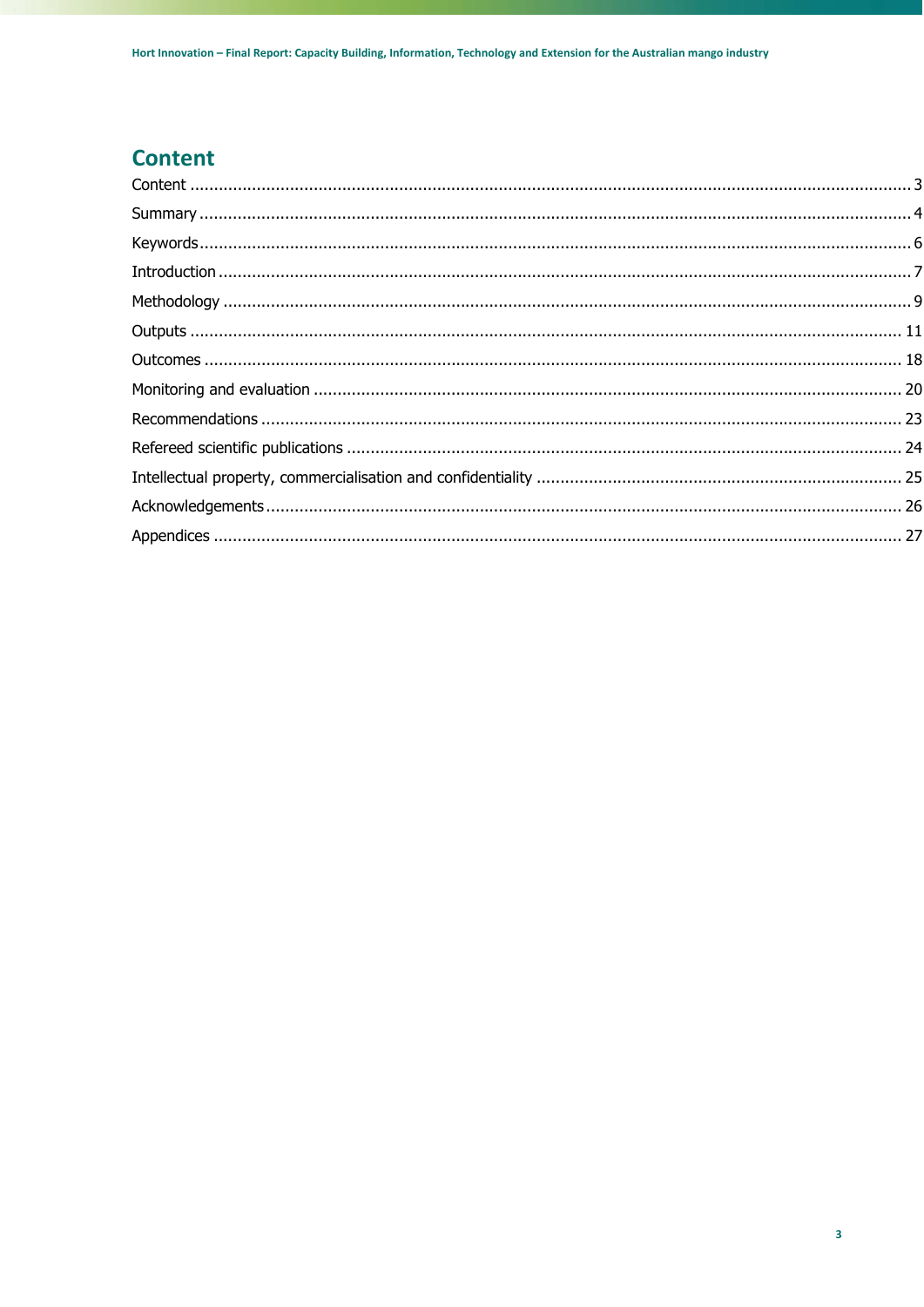# Content

Content ..... 3

Summary ..... 4

Keywords ..... 6

Introduction ..... 7

Methodology ..... 9

Outputs ..... 11

Outcomes ..... 18

Monitoring and evaluation ..... 20

Recommendations ..... 23

Refereed scientific publications ..... 24

Intellectual property, commercialisation and confidentiality ..... 25

Acknowledgements ..... 26

Appendices ..... 27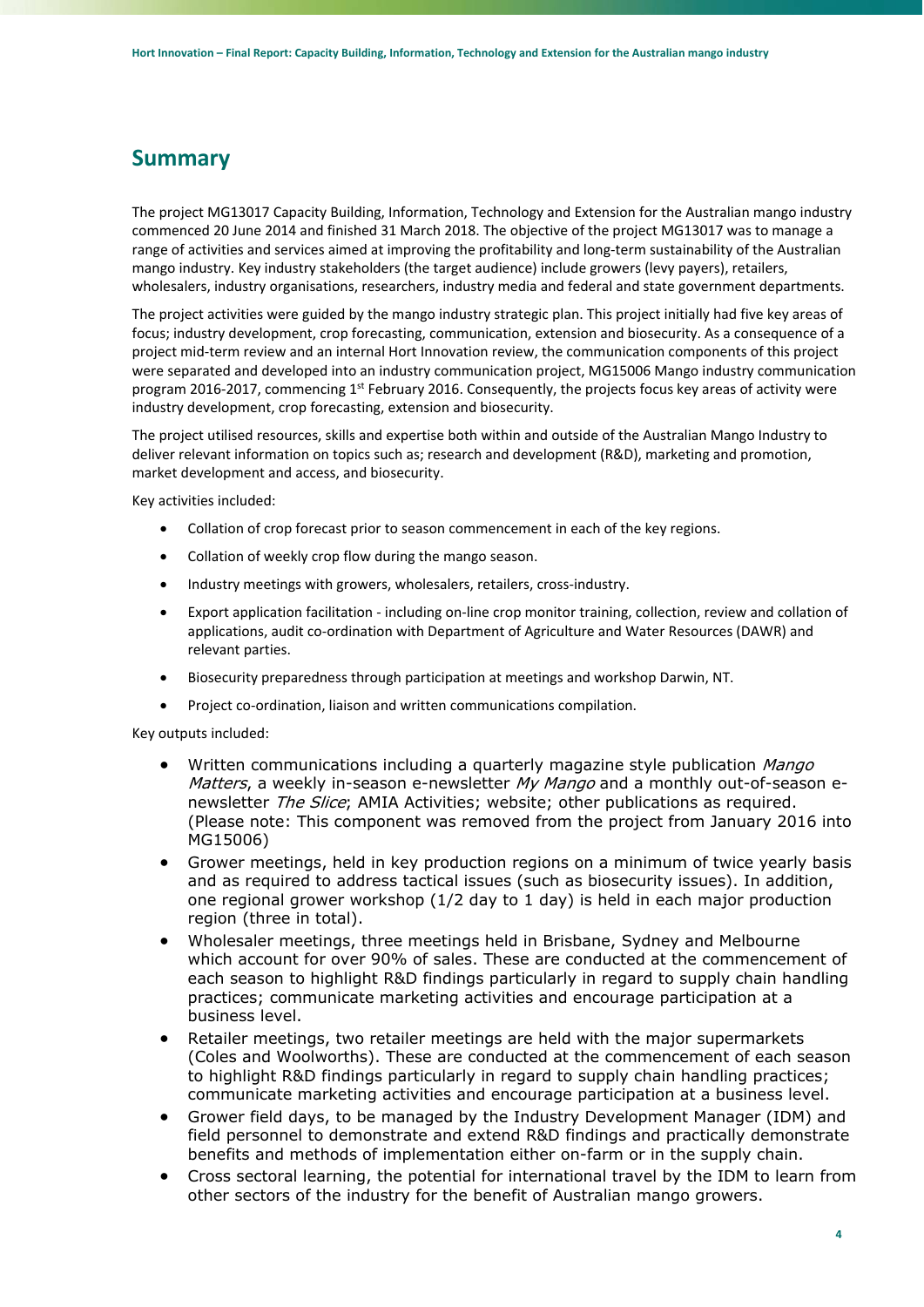## Summary

The project MG13017 Capacity Building, Information, Technology and Extension for the Australian mango industry commenced 20 June 2014 and finished 31 March 2018. The objective of the project MG13017 was to manage a range of activities and services aimed at improving the profitability and long-term sustainability of the Australian mango industry. Key industry stakeholders (the target audience) include growers (levy payers), retailers, wholesalers, industry organisations, researchers, industry media and federal and state government departments.

The project activities were guided by the mango industry strategic plan. This project initially had five key areas of focus; industry development, crop forecasting, communication, extension and biosecurity. As a consequence of a project mid-term review and an internal Hort Innovation review, the communication components of this project were separated and developed into an industry communication project, MG15006 Mango industry communication program 2016-2017, commencing 1st February 2016. Consequently, the projects focus key areas of activity were industry development, crop forecasting, extension and biosecurity.

The project utilised resources, skills and expertise both within and outside of the Australian Mango Industry to deliver relevant information on topics such as; research and development (R&D), marketing and promotion, market development and access, and biosecurity.

Key activities included:

- Collation of crop forecast prior to season commencement in each of the key regions.
- Collation of weekly crop flow during the mango season.
- Industry meetings with growers, wholesalers, retailers, cross-industry.
- Export application facilitation - including on-line crop monitor training, collection, review and collation of applications, audit co-ordination with Department of Agriculture and Water Resources (DAWR) and relevant parties.
- Biosecurity preparedness through participation at meetings and workshop Darwin, NT.
- Project co-ordination, liaison and written communications compilation.

Key outputs included:

- Written communications including a quarterly magazine style publication *Mango Matters*, a weekly in-season e-newsletter *My Mango* and a monthly out-of-season e-newsletter *The Slice*; AMIA Activities; website; other publications as required. (Please note: This component was removed from the project from January 2016 into MG15006)
- Grower meetings, held in key production regions on a minimum of twice yearly basis and as required to address tactical issues (such as biosecurity issues). In addition, one regional grower workshop (1/2 day to 1 day) is held in each major production region (three in total).
- Wholesaler meetings, three meetings held in Brisbane, Sydney and Melbourne which account for over 90% of sales. These are conducted at the commencement of each season to highlight R&D findings particularly in regard to supply chain handling practices; communicate marketing activities and encourage participation at a business level.
- Retailer meetings, two retailer meetings are held with the major supermarkets (Coles and Woolworths). These are conducted at the commencement of each season to highlight R&D findings particularly in regard to supply chain handling practices; communicate marketing activities and encourage participation at a business level.
- Grower field days, to be managed by the Industry Development Manager (IDM) and field personnel to demonstrate and extend R&D findings and practically demonstrate benefits and methods of implementation either on-farm or in the supply chain.
- Cross sectoral learning, the potential for international travel by the IDM to learn from other sectors of the industry for the benefit of Australian mango growers.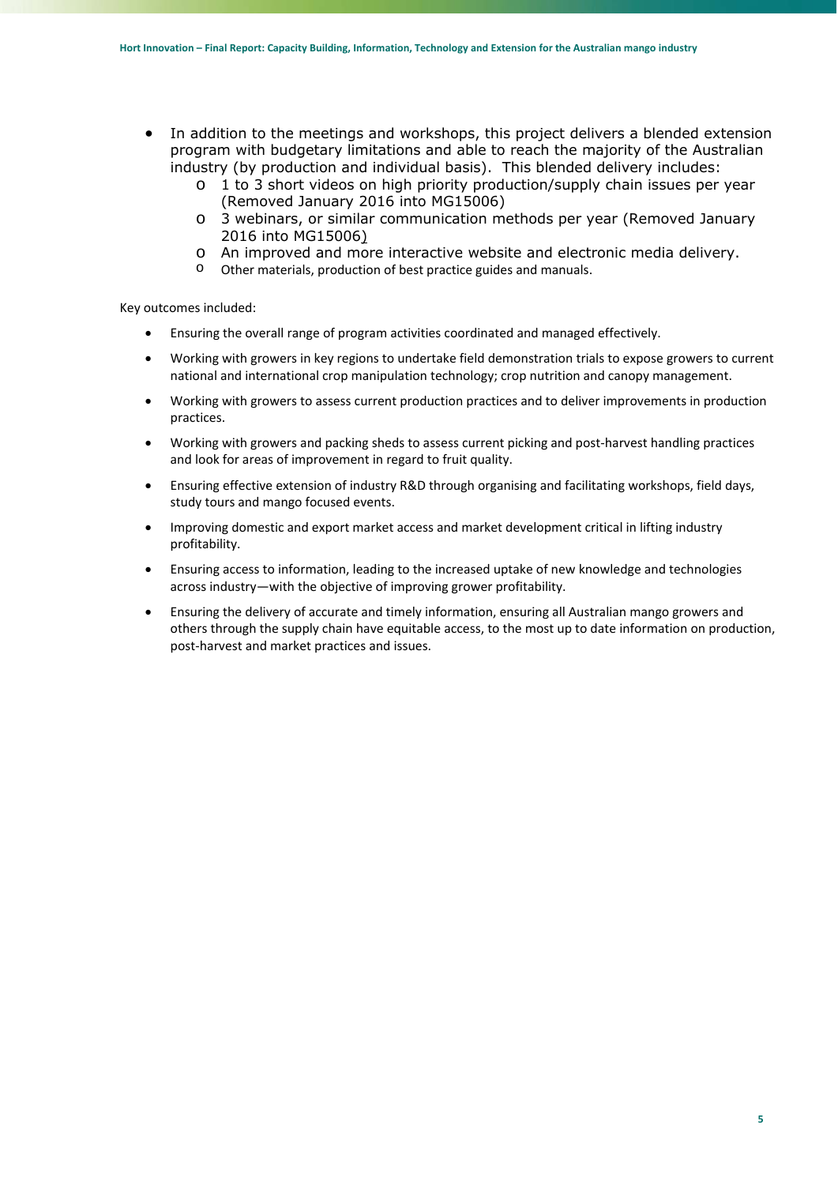- In addition to the meetings and workshops, this project delivers a blended extension program with budgetary limitations and able to reach the majority of the Australian industry (by production and individual basis). This blended delivery includes:
    - 1 to 3 short videos on high priority production/supply chain issues per year (Removed January 2016 into MG15006)
    - 3 webinars, or similar communication methods per year (Removed January 2016 into MG15006)
    - An improved and more interactive website and electronic media delivery.
    - Other materials, production of best practice guides and manuals.

Key outcomes included:

- Ensuring the overall range of program activities coordinated and managed effectively.
- Working with growers in key regions to undertake field demonstration trials to expose growers to current national and international crop manipulation technology; crop nutrition and canopy management.
- Working with growers to assess current production practices and to deliver improvements in production practices.
- Working with growers and packing sheds to assess current picking and post-harvest handling practices and look for areas of improvement in regard to fruit quality.
- Ensuring effective extension of industry R&D through organising and facilitating workshops, field days, study tours and mango focused events.
- Improving domestic and export market access and market development critical in lifting industry profitability.
- Ensuring access to information, leading to the increased uptake of new knowledge and technologies across industry—with the objective of improving grower profitability.
- Ensuring the delivery of accurate and timely information, ensuring all Australian mango growers and others through the supply chain have equitable access, to the most up to date information on production, post-harvest and market practices and issues.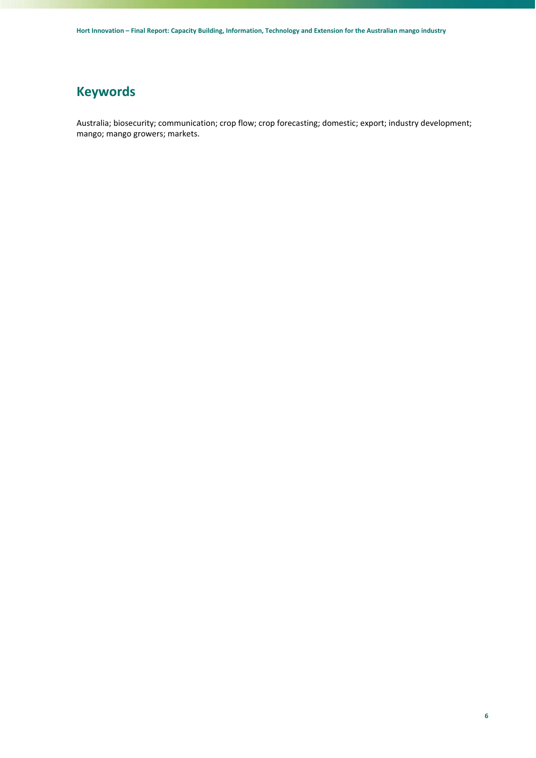## Keywords

Australia; biosecurity; communication; crop flow; crop forecasting; domestic; export; industry development; mango; mango growers; markets.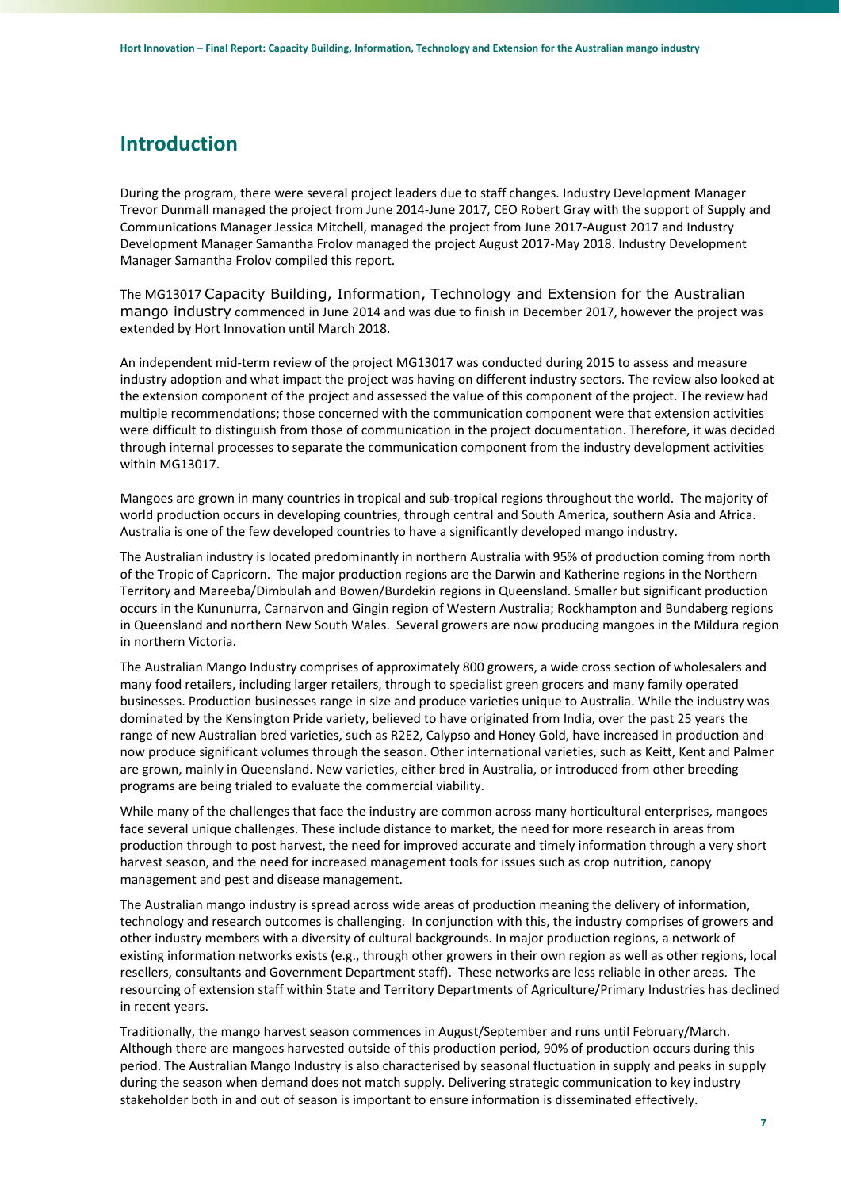# Introduction

During the program, there were several project leaders due to staff changes. Industry Development Manager Trevor Dunmall managed the project from June 2014-June 2017, CEO Robert Gray with the support of Supply and Communications Manager Jessica Mitchell, managed the project from June 2017-August 2017 and Industry Development Manager Samantha Frolov managed the project August 2017-May 2018. Industry Development Manager Samantha Frolov compiled this report.

The MG13017 Capacity Building, Information, Technology and Extension for the Australian mango industry commenced in June 2014 and was due to finish in December 2017, however the project was extended by Hort Innovation until March 2018.

An independent mid-term review of the project MG13017 was conducted during 2015 to assess and measure industry adoption and what impact the project was having on different industry sectors. The review also looked at the extension component of the project and assessed the value of this component of the project. The review had multiple recommendations; those concerned with the communication component were that extension activities were difficult to distinguish from those of communication in the project documentation. Therefore, it was decided through internal processes to separate the communication component from the industry development activities within MG13017.

Mangoes are grown in many countries in tropical and sub-tropical regions throughout the world. The majority of world production occurs in developing countries, through central and South America, southern Asia and Africa. Australia is one of the few developed countries to have a significantly developed mango industry.

The Australian industry is located predominantly in northern Australia with 95% of production coming from north of the Tropic of Capricorn. The major production regions are the Darwin and Katherine regions in the Northern Territory and Mareeba/Dimbulah and Bowen/Burdekin regions in Queensland. Smaller but significant production occurs in the Kununurra, Carnarvon and Gingin region of Western Australia; Rockhampton and Bundaberg regions in Queensland and northern New South Wales. Several growers are now producing mangoes in the Mildura region in northern Victoria.

The Australian Mango Industry comprises of approximately 800 growers, a wide cross section of wholesalers and many food retailers, including larger retailers, through to specialist green grocers and many family operated businesses. Production businesses range in size and produce varieties unique to Australia. While the industry was dominated by the Kensington Pride variety, believed to have originated from India, over the past 25 years the range of new Australian bred varieties, such as R2E2, Calypso and Honey Gold, have increased in production and now produce significant volumes through the season. Other international varieties, such as Keitt, Kent and Palmer are grown, mainly in Queensland. New varieties, either bred in Australia, or introduced from other breeding programs are being trialed to evaluate the commercial viability.

While many of the challenges that face the industry are common across many horticultural enterprises, mangoes face several unique challenges. These include distance to market, the need for more research in areas from production through to post harvest, the need for improved accurate and timely information through a very short harvest season, and the need for increased management tools for issues such as crop nutrition, canopy management and pest and disease management.

The Australian mango industry is spread across wide areas of production meaning the delivery of information, technology and research outcomes is challenging. In conjunction with this, the industry comprises of growers and other industry members with a diversity of cultural backgrounds. In major production regions, a network of existing information networks exists (e.g., through other growers in their own region as well as other regions, local resellers, consultants and Government Department staff). These networks are less reliable in other areas. The resourcing of extension staff within State and Territory Departments of Agriculture/Primary Industries has declined in recent years.

Traditionally, the mango harvest season commences in August/September and runs until February/March. Although there are mangoes harvested outside of this production period, 90% of production occurs during this period. The Australian Mango Industry is also characterised by seasonal fluctuation in supply and peaks in supply during the season when demand does not match supply. Delivering strategic communication to key industry stakeholder both in and out of season is important to ensure information is disseminated effectively.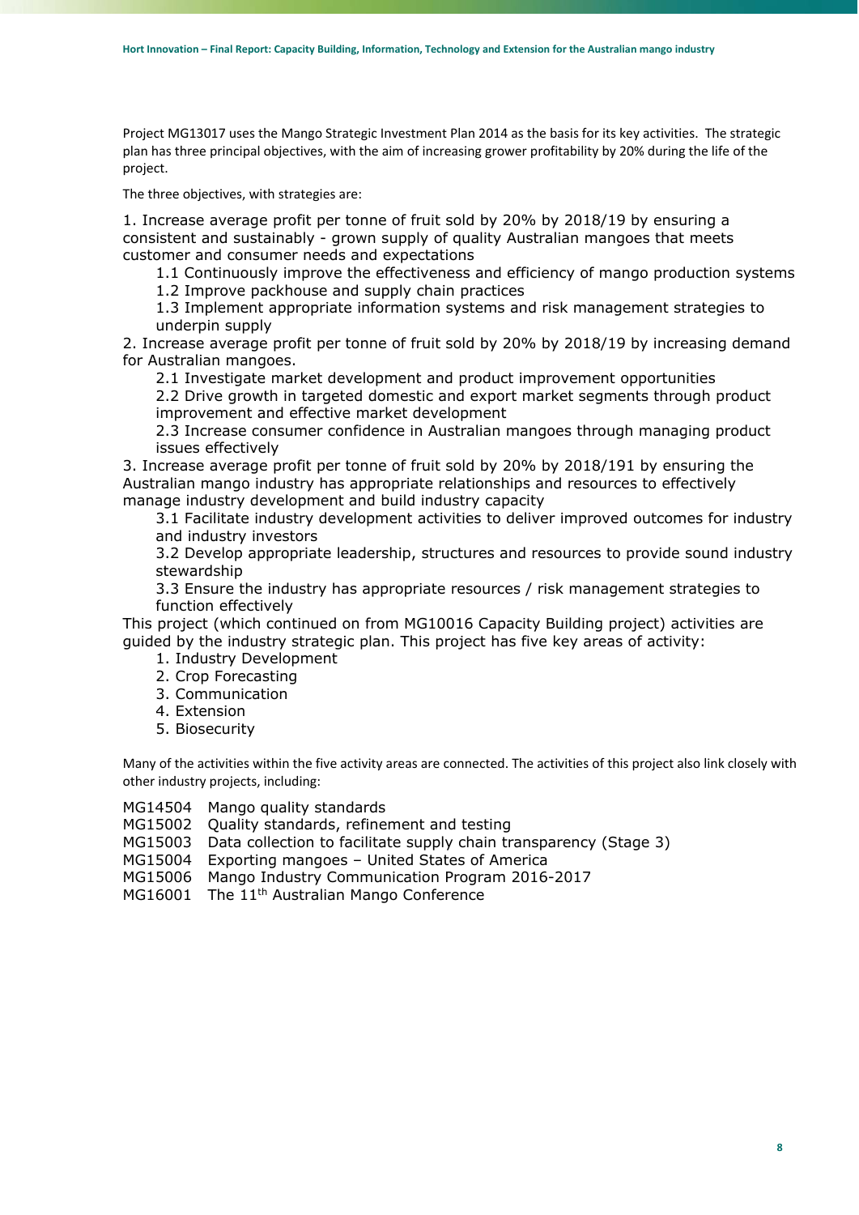Project MG13017 uses the Mango Strategic Investment Plan 2014 as the basis for its key activities. The strategic plan has three principal objectives, with the aim of increasing grower profitability by 20% during the life of the project.

The three objectives, with strategies are:

1. Increase average profit per tonne of fruit sold by 20% by 2018/19 by ensuring a consistent and sustainably - grown supply of quality Australian mangoes that meets customer and consumer needs and expectations
    - 1.1 Continuously improve the effectiveness and efficiency of mango production systems
    - 1.2 Improve packhouse and supply chain practices
    - 1.3 Implement appropriate information systems and risk management strategies to underpin supply
2. Increase average profit per tonne of fruit sold by 20% by 2018/19 by increasing demand for Australian mangoes.
    - 2.1 Investigate market development and product improvement opportunities
    - 2.2 Drive growth in targeted domestic and export market segments through product improvement and effective market development
    - 2.3 Increase consumer confidence in Australian mangoes through managing product issues effectively
3. Increase average profit per tonne of fruit sold by 20% by 2018/191 by ensuring the Australian mango industry has appropriate relationships and resources to effectively manage industry development and build industry capacity
    - 3.1 Facilitate industry development activities to deliver improved outcomes for industry and industry investors
    - 3.2 Develop appropriate leadership, structures and resources to provide sound industry stewardship
    - 3.3 Ensure the industry has appropriate resources / risk management strategies to function effectively

This project (which continued on from MG10016 Capacity Building project) activities are guided by the industry strategic plan. This project has five key areas of activity:

1. Industry Development
2. Crop Forecasting
3. Communication
4. Extension
5. Biosecurity

Many of the activities within the five activity areas are connected. The activities of this project also link closely with other industry projects, including:

MG14504 Mango quality standards
MG15002 Quality standards, refinement and testing
MG15003 Data collection to facilitate supply chain transparency (Stage 3)
MG15004 Exporting mangoes – United States of America
MG15006 Mango Industry Communication Program 2016-2017
MG16001 The 11th Australian Mango Conference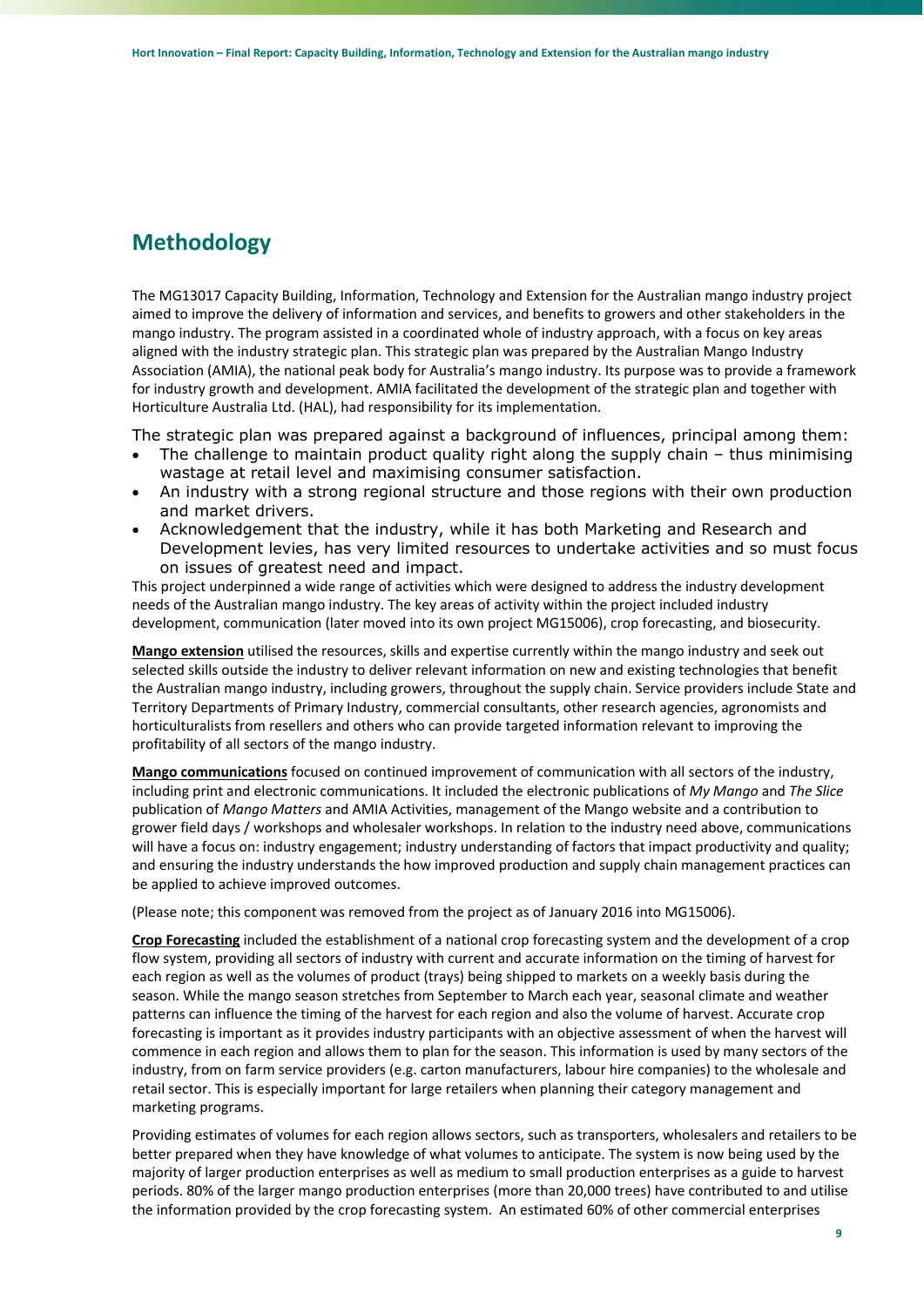## Methodology

The MG13017 Capacity Building, Information, Technology and Extension for the Australian mango industry project aimed to improve the delivery of information and services, and benefits to growers and other stakeholders in the mango industry. The program assisted in a coordinated whole of industry approach, with a focus on key areas aligned with the industry strategic plan. This strategic plan was prepared by the Australian Mango Industry Association (AMIA), the national peak body for Australia's mango industry. Its purpose was to provide a framework for industry growth and development. AMIA facilitated the development of the strategic plan and together with Horticulture Australia Ltd. (HAL), had responsibility for its implementation.

The strategic plan was prepared against a background of influences, principal among them:

- The challenge to maintain product quality right along the supply chain – thus minimising wastage at retail level and maximising consumer satisfaction.
- An industry with a strong regional structure and those regions with their own production and market drivers.
- Acknowledgement that the industry, while it has both Marketing and Research and Development levies, has very limited resources to undertake activities and so must focus on issues of greatest need and impact.

This project underpinned a wide range of activities which were designed to address the industry development needs of the Australian mango industry. The key areas of activity within the project included industry development, communication (later moved into its own project MG15006), crop forecasting, and biosecurity.

**Mango extension** utilised the resources, skills and expertise currently within the mango industry and seek out selected skills outside the industry to deliver relevant information on new and existing technologies that benefit the Australian mango industry, including growers, throughout the supply chain. Service providers include State and Territory Departments of Primary Industry, commercial consultants, other research agencies, agronomists and horticulturalists from resellers and others who can provide targeted information relevant to improving the profitability of all sectors of the mango industry.

**Mango communications** focused on continued improvement of communication with all sectors of the industry, including print and electronic communications. It included the electronic publications of *My Mango* and *The Slice* publication of *Mango Matters* and AMIA Activities, management of the Mango website and a contribution to grower field days / workshops and wholesaler workshops. In relation to the industry need above, communications will have a focus on: industry engagement; industry understanding of factors that impact productivity and quality; and ensuring the industry understands the how improved production and supply chain management practices can be applied to achieve improved outcomes.

(Please note; this component was removed from the project as of January 2016 into MG15006).

**Crop Forecasting** included the establishment of a national crop forecasting system and the development of a crop flow system, providing all sectors of industry with current and accurate information on the timing of harvest for each region as well as the volumes of product (trays) being shipped to markets on a weekly basis during the season. While the mango season stretches from September to March each year, seasonal climate and weather patterns can influence the timing of the harvest for each region and also the volume of harvest. Accurate crop forecasting is important as it provides industry participants with an objective assessment of when the harvest will commence in each region and allows them to plan for the season. This information is used by many sectors of the industry, from on farm service providers (e.g. carton manufacturers, labour hire companies) to the wholesale and retail sector. This is especially important for large retailers when planning their category management and marketing programs.

Providing estimates of volumes for each region allows sectors, such as transporters, wholesalers and retailers to be better prepared when they have knowledge of what volumes to anticipate. The system is now being used by the majority of larger production enterprises as well as medium to small production enterprises as a guide to harvest periods. 80% of the larger mango production enterprises (more than 20,000 trees) have contributed to and utilise the information provided by the crop forecasting system. An estimated 60% of other commercial enterprises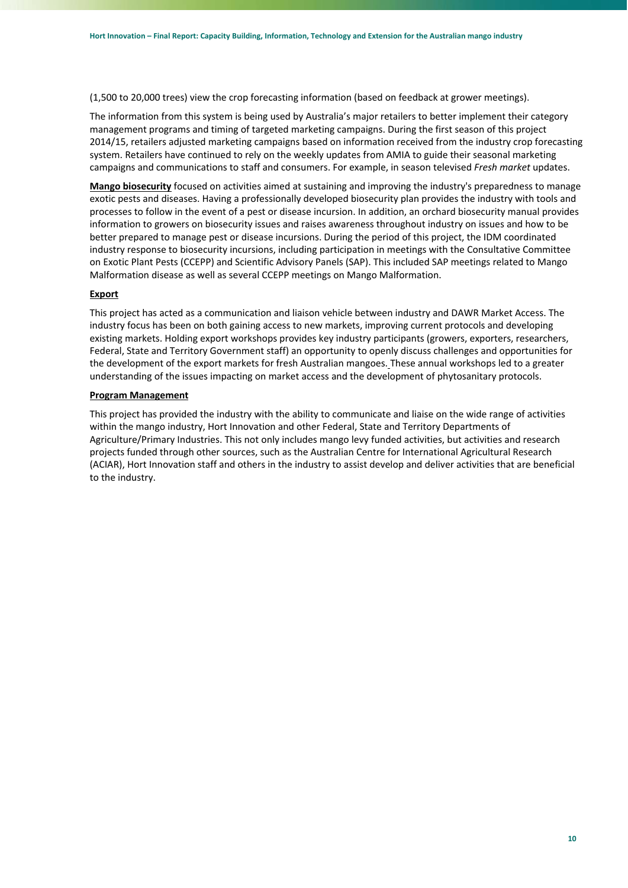(1,500 to 20,000 trees) view the crop forecasting information (based on feedback at grower meetings).

The information from this system is being used by Australia's major retailers to better implement their category management programs and timing of targeted marketing campaigns. During the first season of this project 2014/15, retailers adjusted marketing campaigns based on information received from the industry crop forecasting system. Retailers have continued to rely on the weekly updates from AMIA to guide their seasonal marketing campaigns and communications to staff and consumers. For example, in season televised *Fresh market* updates.

**Mango biosecurity** focused on activities aimed at sustaining and improving the industry's preparedness to manage exotic pests and diseases. Having a professionally developed biosecurity plan provides the industry with tools and processes to follow in the event of a pest or disease incursion. In addition, an orchard biosecurity manual provides information to growers on biosecurity issues and raises awareness throughout industry on issues and how to be better prepared to manage pest or disease incursions. During the period of this project, the IDM coordinated industry response to biosecurity incursions, including participation in meetings with the Consultative Committee on Exotic Plant Pests (CCEPP) and Scientific Advisory Panels (SAP). This included SAP meetings related to Mango Malformation disease as well as several CCEPP meetings on Mango Malformation.

**Export**

This project has acted as a communication and liaison vehicle between industry and DAWR Market Access. The industry focus has been on both gaining access to new markets, improving current protocols and developing existing markets. Holding export workshops provides key industry participants (growers, exporters, researchers, Federal, State and Territory Government staff) an opportunity to openly discuss challenges and opportunities for the development of the export markets for fresh Australian mangoes. These annual workshops led to a greater understanding of the issues impacting on market access and the development of phytosanitary protocols.

**Program Management**

This project has provided the industry with the ability to communicate and liaise on the wide range of activities within the mango industry, Hort Innovation and other Federal, State and Territory Departments of Agriculture/Primary Industries. This not only includes mango levy funded activities, but activities and research projects funded through other sources, such as the Australian Centre for International Agricultural Research (ACIAR), Hort Innovation staff and others in the industry to assist develop and deliver activities that are beneficial to the industry.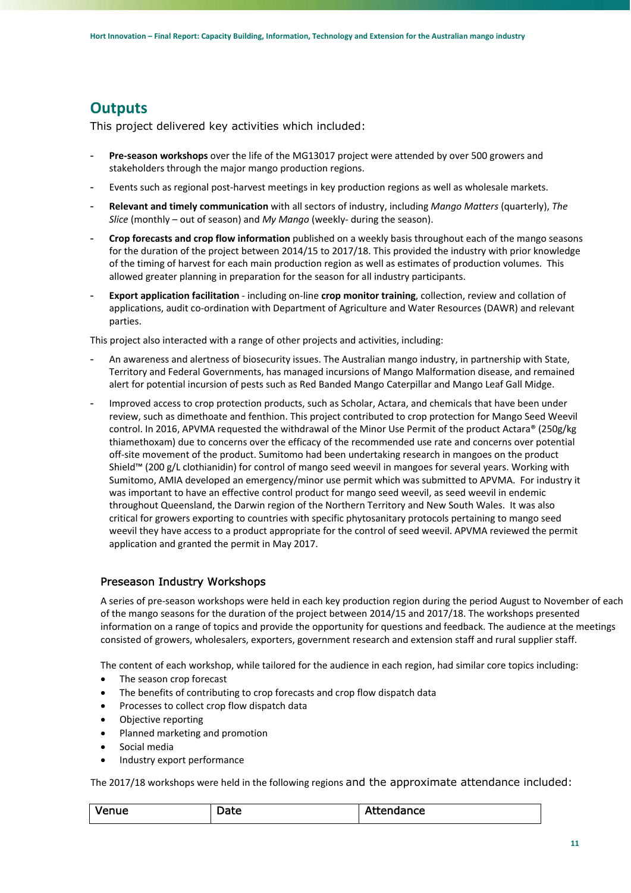## Outputs

This project delivered key activities which included:

- **Pre-season workshops** over the life of the MG13017 project were attended by over 500 growers and stakeholders through the major mango production regions.
- Events such as regional post-harvest meetings in key production regions as well as wholesale markets.
- **Relevant and timely communication** with all sectors of industry, including *Mango Matters* (quarterly), *The Slice* (monthly – out of season) and *My Mango* (weekly- during the season).
- **Crop forecasts and crop flow information** published on a weekly basis throughout each of the mango seasons for the duration of the project between 2014/15 to 2017/18. This provided the industry with prior knowledge of the timing of harvest for each main production region as well as estimates of production volumes. This allowed greater planning in preparation for the season for all industry participants.
- **Export application facilitation** - including on-line **crop monitor training**, collection, review and collation of applications, audit co-ordination with Department of Agriculture and Water Resources (DAWR) and relevant parties.

This project also interacted with a range of other projects and activities, including:

- An awareness and alertness of biosecurity issues. The Australian mango industry, in partnership with State, Territory and Federal Governments, has managed incursions of Mango Malformation disease, and remained alert for potential incursion of pests such as Red Banded Mango Caterpillar and Mango Leaf Gall Midge.
- Improved access to crop protection products, such as Scholar, Actara, and chemicals that have been under review, such as dimethoate and fenthion. This project contributed to crop protection for Mango Seed Weevil control. In 2016, APVMA requested the withdrawal of the Minor Use Permit of the product Actara® (250g/kg thiamethoxam) due to concerns over the efficacy of the recommended use rate and concerns over potential off-site movement of the product. Sumitomo had been undertaking research in mangoes on the product Shield™ (200 g/L clothianidin) for control of mango seed weevil in mangoes for several years. Working with Sumitomo, AMIA developed an emergency/minor use permit which was submitted to APVMA. For industry it was important to have an effective control product for mango seed weevil, as seed weevil in endemic throughout Queensland, the Darwin region of the Northern Territory and New South Wales. It was also critical for growers exporting to countries with specific phytosanitary protocols pertaining to mango seed weevil they have access to a product appropriate for the control of seed weevil. APVMA reviewed the permit application and granted the permit in May 2017.

### Preseason Industry Workshops

A series of pre-season workshops were held in each key production region during the period August to November of each of the mango seasons for the duration of the project between 2014/15 and 2017/18. The workshops presented information on a range of topics and provide the opportunity for questions and feedback. The audience at the meetings consisted of growers, wholesalers, exporters, government research and extension staff and rural supplier staff.

The content of each workshop, while tailored for the audience in each region, had similar core topics including:

- The season crop forecast
- The benefits of contributing to crop forecasts and crop flow dispatch data
- Processes to collect crop flow dispatch data
- Objective reporting
- Planned marketing and promotion
- Social media
- Industry export performance

The 2017/18 workshops were held in the following regions and the approximate attendance included:

| Venue | Date | Attendance |
|---|---|---|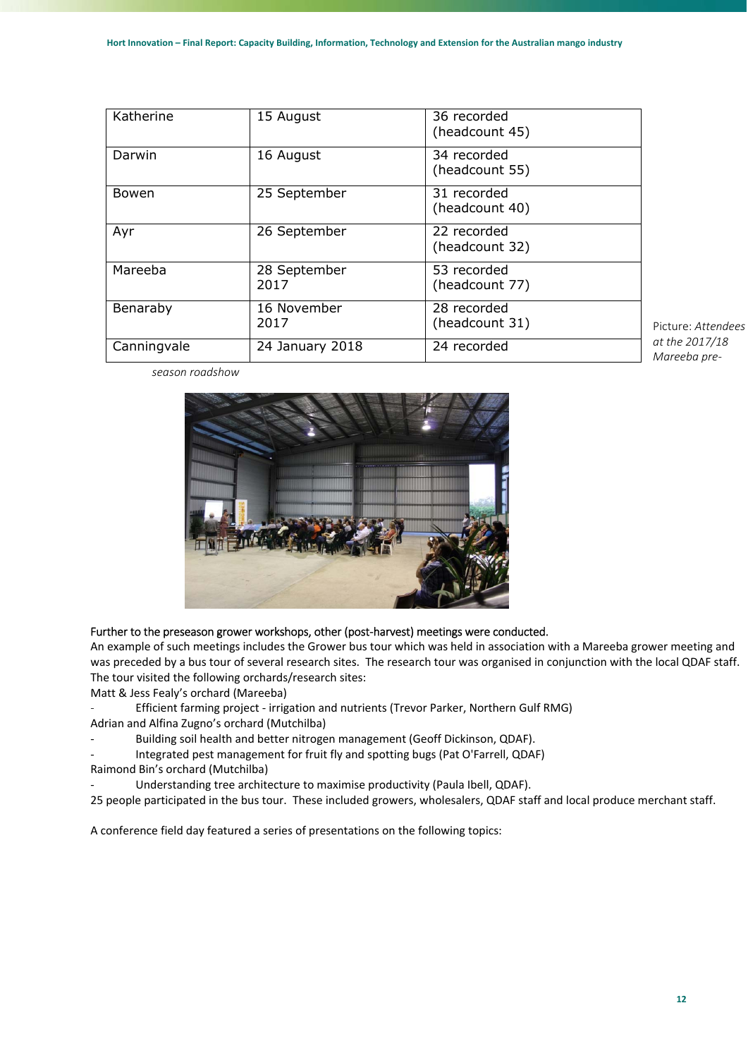| Katherine | 15 August | 36 recorded (headcount 45) |
|---|---|---|
| Darwin | 16 August | 34 recorded (headcount 55) |
| Bowen | 25 September | 31 recorded (headcount 40) |
| Ayr | 26 September | 22 recorded (headcount 32) |
| Mareeba | 28 September 2017 | 53 recorded (headcount 77) |
| Benaraby | 16 November 2017 | 28 recorded (headcount 31) |
| Canningvale | 24 January 2018 | 24 recorded |

Picture: *Attendees at the 2017/18 Mareeba pre-season roadshow*

Further to the preseason grower workshops, other (post-harvest) meetings were conducted.

An example of such meetings includes the Grower bus tour which was held in association with a Mareeba grower meeting and was preceded by a bus tour of several research sites. The research tour was organised in conjunction with the local QDAF staff. The tour visited the following orchards/research sites:

Matt & Jess Fealy's orchard (Mareeba)

- Efficient farming project - irrigation and nutrients (Trevor Parker, Northern Gulf RMG)

Adrian and Alfina Zugno's orchard (Mutchilba)

- Building soil health and better nitrogen management (Geoff Dickinson, QDAF).
- Integrated pest management for fruit fly and spotting bugs (Pat O'Farrell, QDAF)

Raimond Bin's orchard (Mutchilba)

- Understanding tree architecture to maximise productivity (Paula Ibell, QDAF).

25 people participated in the bus tour. These included growers, wholesalers, QDAF staff and local produce merchant staff.

A conference field day featured a series of presentations on the following topics: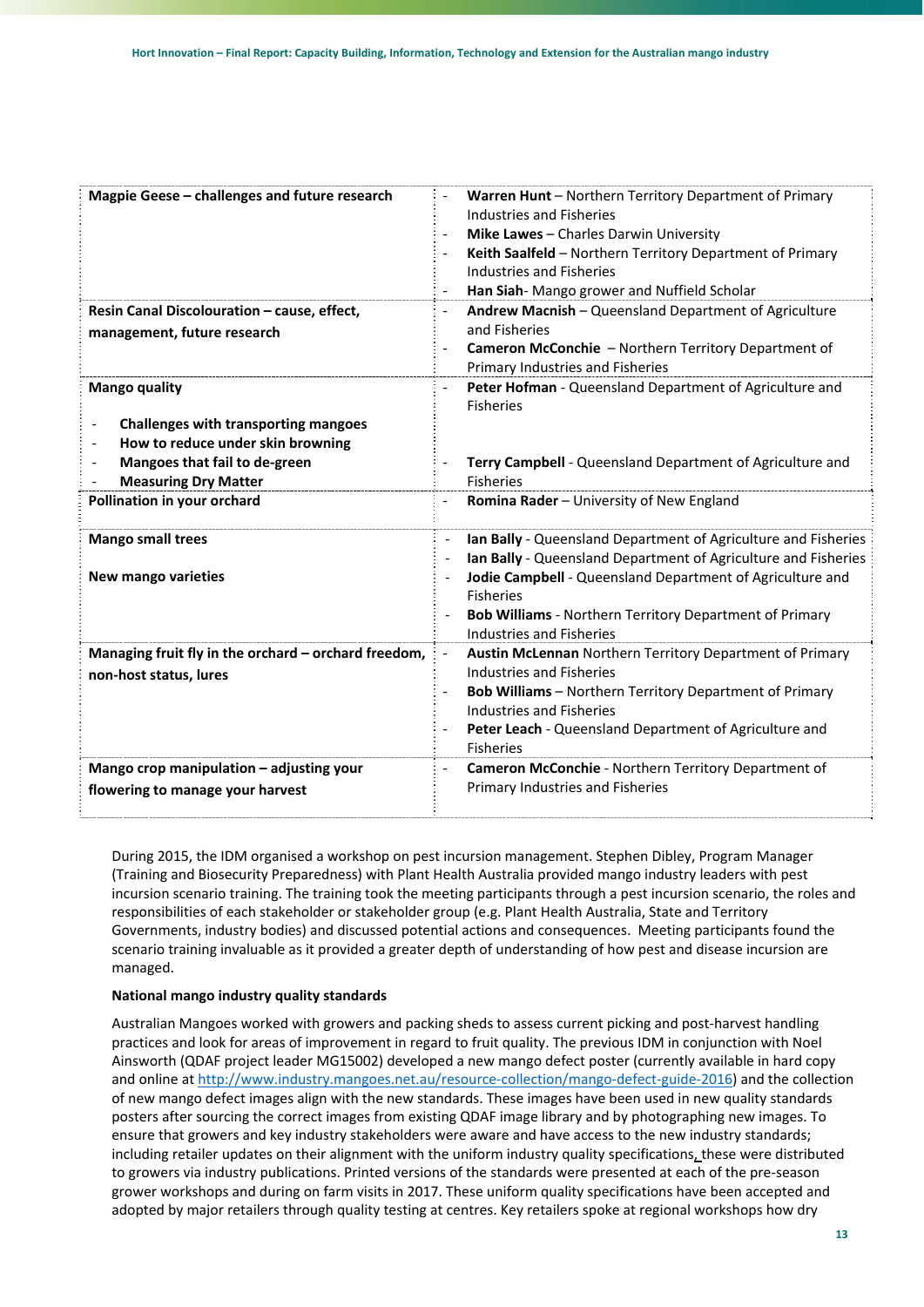| | |
|---|---|
| **Magpie Geese – challenges and future research** | - **Warren Hunt** – Northern Territory Department of Primary Industries and Fisheries<br>- **Mike Lawes** – Charles Darwin University<br>- **Keith Saalfeld** – Northern Territory Department of Primary Industries and Fisheries<br>- **Han Siah**- Mango grower and Nuffield Scholar |
| **Resin Canal Discolouration – cause, effect, management, future research** | - **Andrew Macnish** – Queensland Department of Agriculture and Fisheries<br>- **Cameron McConchie** – Northern Territory Department of Primary Industries and Fisheries |
| **Mango quality**<br><br>- **Challenges with transporting mangoes**<br>- **How to reduce under skin browning**<br>- **Mangoes that fail to de-green**<br>- **Measuring Dry Matter** | - **Peter Hofman** - Queensland Department of Agriculture and Fisheries<br><br><br>- **Terry Campbell** - Queensland Department of Agriculture and Fisheries |
| **Pollination in your orchard** | - **Romina Rader** – University of New England |
| **Mango small trees**<br><br>**New mango varieties** | - **Ian Bally** - Queensland Department of Agriculture and Fisheries<br>- **Ian Bally** - Queensland Department of Agriculture and Fisheries<br>- **Jodie Campbell** - Queensland Department of Agriculture and Fisheries<br>- **Bob Williams** - Northern Territory Department of Primary Industries and Fisheries |
| **Managing fruit fly in the orchard – orchard freedom, non-host status, lures** | - **Austin McLennan** Northern Territory Department of Primary Industries and Fisheries<br>- **Bob Williams** – Northern Territory Department of Primary Industries and Fisheries<br>- **Peter Leach** - Queensland Department of Agriculture and Fisheries |
| **Mango crop manipulation – adjusting your flowering to manage your harvest** | - **Cameron McConchie** - Northern Territory Department of Primary Industries and Fisheries |

During 2015, the IDM organised a workshop on pest incursion management. Stephen Dibley, Program Manager (Training and Biosecurity Preparedness) with Plant Health Australia provided mango industry leaders with pest incursion scenario training. The training took the meeting participants through a pest incursion scenario, the roles and responsibilities of each stakeholder or stakeholder group (e.g. Plant Health Australia, State and Territory Governments, industry bodies) and discussed potential actions and consequences. Meeting participants found the scenario training invaluable as it provided a greater depth of understanding of how pest and disease incursion are managed.

**National mango industry quality standards**

Australian Mangoes worked with growers and packing sheds to assess current picking and post-harvest handling practices and look for areas of improvement in regard to fruit quality. The previous IDM in conjunction with Noel Ainsworth (QDAF project leader MG15002) developed a new mango defect poster (currently available in hard copy and online at http://www.industry.mangoes.net.au/resource-collection/mango-defect-guide-2016) and the collection of new mango defect images align with the new standards. These images have been used in new quality standards posters after sourcing the correct images from existing QDAF image library and by photographing new images. To ensure that growers and key industry stakeholders were aware and have access to the new industry standards; including retailer updates on their alignment with the uniform industry quality specifications, these were distributed to growers via industry publications. Printed versions of the standards were presented at each of the pre-season grower workshops and during on farm visits in 2017. These uniform quality specifications have been accepted and adopted by major retailers through quality testing at centres. Key retailers spoke at regional workshops how dry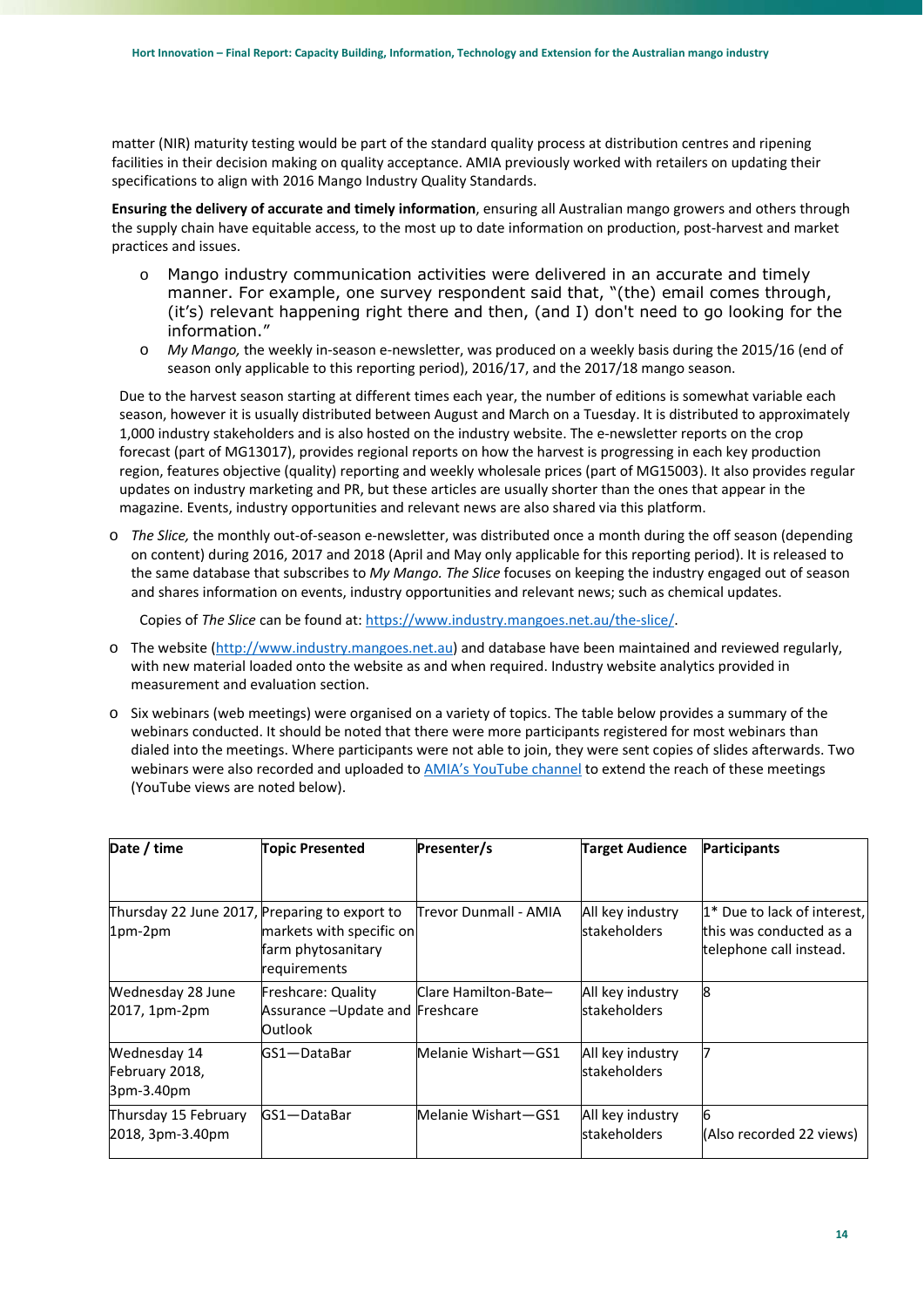matter (NIR) maturity testing would be part of the standard quality process at distribution centres and ripening facilities in their decision making on quality acceptance. AMIA previously worked with retailers on updating their specifications to align with 2016 Mango Industry Quality Standards.

**Ensuring the delivery of accurate and timely information**, ensuring all Australian mango growers and others through the supply chain have equitable access, to the most up to date information on production, post-harvest and market practices and issues.

- Mango industry communication activities were delivered in an accurate and timely manner. For example, one survey respondent said that, "(the) email comes through, (it's) relevant happening right there and then, (and I) don't need to go looking for the information."
- *My Mango,* the weekly in-season e-newsletter, was produced on a weekly basis during the 2015/16 (end of season only applicable to this reporting period), 2016/17, and the 2017/18 mango season.

Due to the harvest season starting at different times each year, the number of editions is somewhat variable each season, however it is usually distributed between August and March on a Tuesday. It is distributed to approximately 1,000 industry stakeholders and is also hosted on the industry website. The e-newsletter reports on the crop forecast (part of MG13017), provides regional reports on how the harvest is progressing in each key production region, features objective (quality) reporting and weekly wholesale prices (part of MG15003). It also provides regular updates on industry marketing and PR, but these articles are usually shorter than the ones that appear in the magazine. Events, industry opportunities and relevant news are also shared via this platform.

- *The Slice,* the monthly out-of-season e-newsletter, was distributed once a month during the off season (depending on content) during 2016, 2017 and 2018 (April and May only applicable for this reporting period). It is released to the same database that subscribes to *My Mango. The Slice* focuses on keeping the industry engaged out of season and shares information on events, industry opportunities and relevant news; such as chemical updates.

  Copies of *The Slice* can be found at: https://www.industry.mangoes.net.au/the-slice/.

- The website (http://www.industry.mangoes.net.au) and database have been maintained and reviewed regularly, with new material loaded onto the website as and when required. Industry website analytics provided in measurement and evaluation section.
- Six webinars (web meetings) were organised on a variety of topics. The table below provides a summary of the webinars conducted. It should be noted that there were more participants registered for most webinars than dialed into the meetings. Where participants were not able to join, they were sent copies of slides afterwards. Two webinars were also recorded and uploaded to AMIA's YouTube channel to extend the reach of these meetings (YouTube views are noted below).

| Date / time | Topic Presented | Presenter/s | Target Audience | Participants |
|---|---|---|---|---|
| Thursday 22 June 2017, 1pm-2pm | Preparing to export to markets with specific on farm phytosanitary requirements | Trevor Dunmall - AMIA | All key industry stakeholders | 1* Due to lack of interest, this was conducted as a telephone call instead. |
| Wednesday 28 June 2017, 1pm-2pm | Freshcare: Quality Assurance –Update and Outlook | Clare Hamilton-Bate–Freshcare | All key industry stakeholders | 8 |
| Wednesday 14 February 2018, 3pm-3.40pm | GS1—DataBar | Melanie Wishart—GS1 | All key industry stakeholders | 7 |
| Thursday 15 February 2018, 3pm-3.40pm | GS1—DataBar | Melanie Wishart—GS1 | All key industry stakeholders | 6 (Also recorded 22 views) |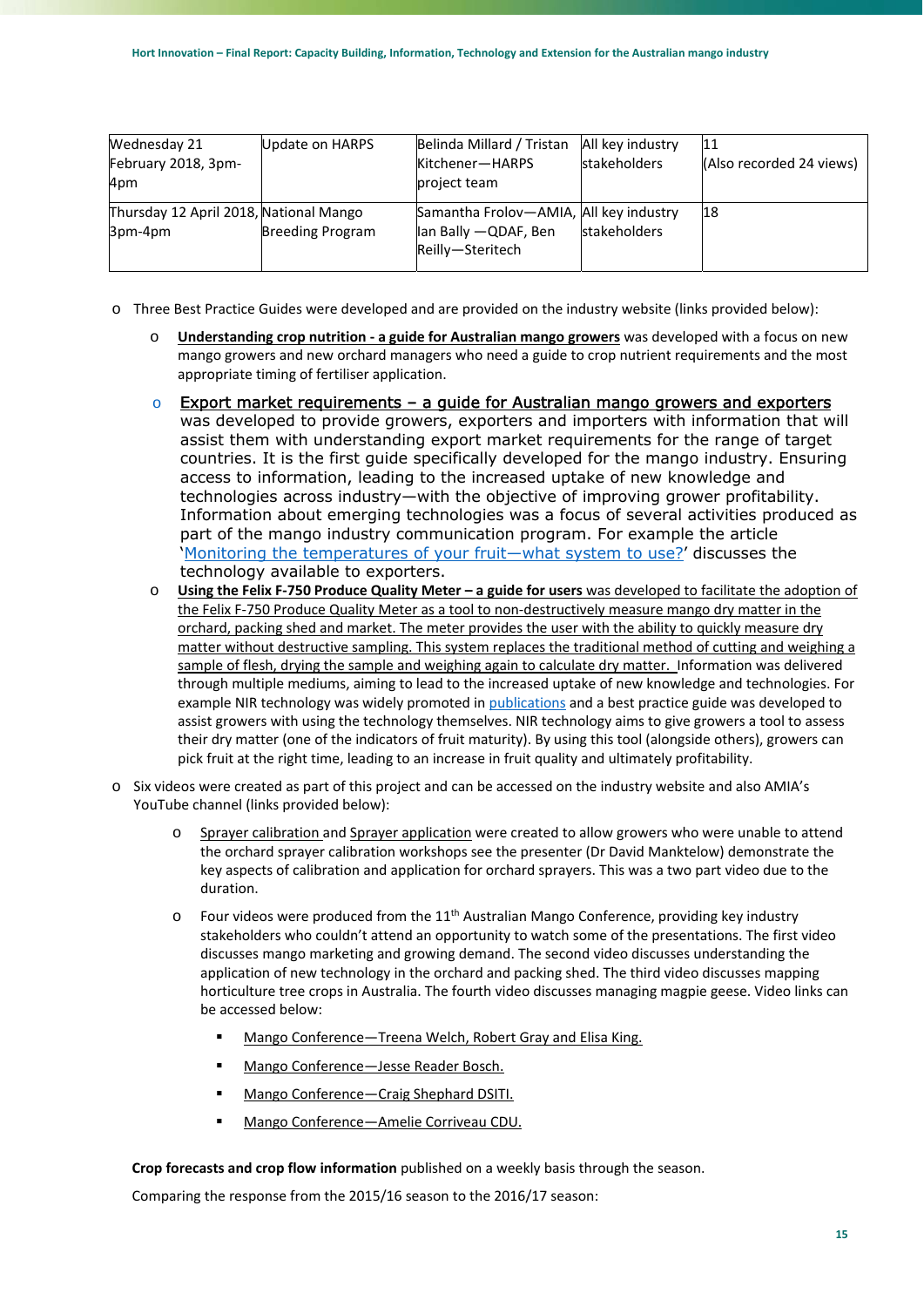| Wednesday 21 February 2018, 3pm-4pm | Update on HARPS | Belinda Millard / Tristan Kitchener—HARPS project team | All key industry stakeholders | 11 (Also recorded 24 views) |
|---|---|---|---|---|
| Thursday 12 April 2018, 3pm-4pm | National Mango Breeding Program | Samantha Frolov—AMIA, Ian Bally —QDAF, Ben Reilly—Steritech | All key industry stakeholders | 18 |

- Three Best Practice Guides were developed and are provided on the industry website (links provided below):
  - **Understanding crop nutrition - a guide for Australian mango growers** was developed with a focus on new mango growers and new orchard managers who need a guide to crop nutrient requirements and the most appropriate timing of fertiliser application.
  - Export market requirements – a guide for Australian mango growers and exporters was developed to provide growers, exporters and importers with information that will assist them with understanding export market requirements for the range of target countries. It is the first guide specifically developed for the mango industry. Ensuring access to information, leading to the increased uptake of new knowledge and technologies across industry—with the objective of improving grower profitability. Information about emerging technologies was a focus of several activities produced as part of the mango industry communication program. For example the article 'Monitoring the temperatures of your fruit—what system to use?' discusses the technology available to exporters.
  - **Using the Felix F-750 Produce Quality Meter – a guide for users** was developed to facilitate the adoption of the Felix F-750 Produce Quality Meter as a tool to non-destructively measure mango dry matter in the orchard, packing shed and market. The meter provides the user with the ability to quickly measure dry matter without destructive sampling. This system replaces the traditional method of cutting and weighing a sample of flesh, drying the sample and weighing again to calculate dry matter. Information was delivered through multiple mediums, aiming to lead to the increased uptake of new knowledge and technologies. For example NIR technology was widely promoted in publications and a best practice guide was developed to assist growers with using the technology themselves. NIR technology aims to give growers a tool to assess their dry matter (one of the indicators of fruit maturity). By using this tool (alongside others), growers can pick fruit at the right time, leading to an increase in fruit quality and ultimately profitability.
- Six videos were created as part of this project and can be accessed on the industry website and also AMIA's YouTube channel (links provided below):
  - Sprayer calibration and Sprayer application were created to allow growers who were unable to attend the orchard sprayer calibration workshops see the presenter (Dr David Manktelow) demonstrate the key aspects of calibration and application for orchard sprayers. This was a two part video due to the duration.
  - Four videos were produced from the 11th Australian Mango Conference, providing key industry stakeholders who couldn't attend an opportunity to watch some of the presentations. The first video discusses mango marketing and growing demand. The second video discusses understanding the application of new technology in the orchard and packing shed. The third video discusses mapping horticulture tree crops in Australia. The fourth video discusses managing magpie geese. Video links can be accessed below:
    - Mango Conference—Treena Welch, Robert Gray and Elisa King.
    - Mango Conference—Jesse Reader Bosch.
    - Mango Conference—Craig Shephard DSITI.
    - Mango Conference—Amelie Corriveau CDU.

**Crop forecasts and crop flow information** published on a weekly basis through the season.

Comparing the response from the 2015/16 season to the 2016/17 season: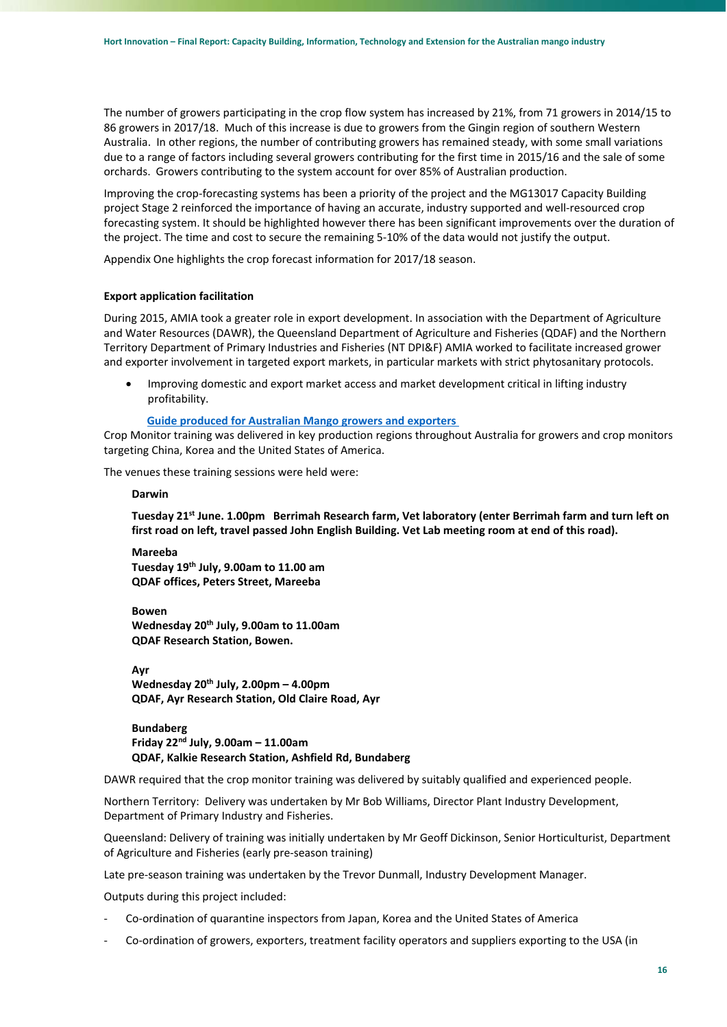The number of growers participating in the crop flow system has increased by 21%, from 71 growers in 2014/15 to 86 growers in 2017/18. Much of this increase is due to growers from the Gingin region of southern Western Australia. In other regions, the number of contributing growers has remained steady, with some small variations due to a range of factors including several growers contributing for the first time in 2015/16 and the sale of some orchards. Growers contributing to the system account for over 85% of Australian production.

Improving the crop-forecasting systems has been a priority of the project and the MG13017 Capacity Building project Stage 2 reinforced the importance of having an accurate, industry supported and well-resourced crop forecasting system. It should be highlighted however there has been significant improvements over the duration of the project. The time and cost to secure the remaining 5-10% of the data would not justify the output.

Appendix One highlights the crop forecast information for 2017/18 season.

**Export application facilitation**

During 2015, AMIA took a greater role in export development. In association with the Department of Agriculture and Water Resources (DAWR), the Queensland Department of Agriculture and Fisheries (QDAF) and the Northern Territory Department of Primary Industries and Fisheries (NT DPI&F) AMIA worked to facilitate increased grower and exporter involvement in targeted export markets, in particular markets with strict phytosanitary protocols.

- Improving domestic and export market access and market development critical in lifting industry profitability.

  **Guide produced for Australian Mango growers and exporters**

Crop Monitor training was delivered in key production regions throughout Australia for growers and crop monitors targeting China, Korea and the United States of America.

The venues these training sessions were held were:

**Darwin**

**Tuesday 21st June. 1.00pm Berrimah Research farm, Vet laboratory (enter Berrimah farm and turn left on first road on left, travel passed John English Building. Vet Lab meeting room at end of this road).**

**Mareeba**
**Tuesday 19th July, 9.00am to 11.00 am**
**QDAF offices, Peters Street, Mareeba**

**Bowen**
**Wednesday 20th July, 9.00am to 11.00am**
**QDAF Research Station, Bowen.**

**Ayr**
**Wednesday 20th July, 2.00pm – 4.00pm**
**QDAF, Ayr Research Station, Old Claire Road, Ayr**

**Bundaberg**
**Friday 22nd July, 9.00am – 11.00am**
**QDAF, Kalkie Research Station, Ashfield Rd, Bundaberg**

DAWR required that the crop monitor training was delivered by suitably qualified and experienced people.

Northern Territory: Delivery was undertaken by Mr Bob Williams, Director Plant Industry Development, Department of Primary Industry and Fisheries.

Queensland: Delivery of training was initially undertaken by Mr Geoff Dickinson, Senior Horticulturist, Department of Agriculture and Fisheries (early pre-season training)

Late pre-season training was undertaken by the Trevor Dunmall, Industry Development Manager.

Outputs during this project included:

- Co-ordination of quarantine inspectors from Japan, Korea and the United States of America
- Co-ordination of growers, exporters, treatment facility operators and suppliers exporting to the USA (in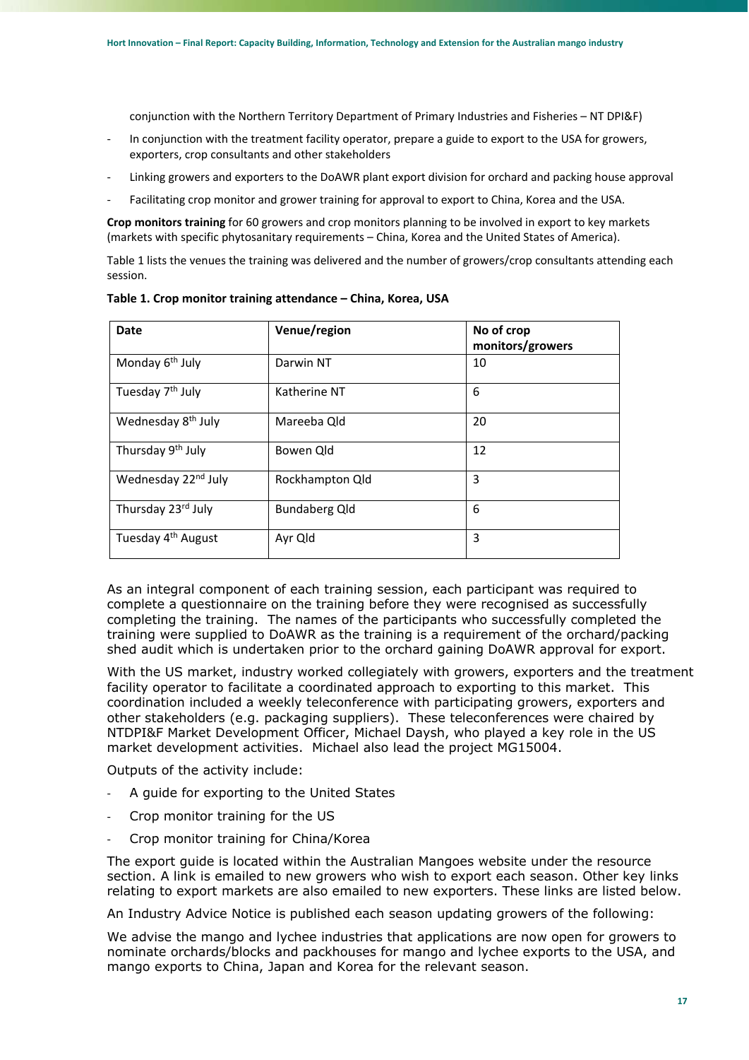conjunction with the Northern Territory Department of Primary Industries and Fisheries – NT DPI&F)

- In conjunction with the treatment facility operator, prepare a guide to export to the USA for growers, exporters, crop consultants and other stakeholders
- Linking growers and exporters to the DoAWR plant export division for orchard and packing house approval
- Facilitating crop monitor and grower training for approval to export to China, Korea and the USA.

**Crop monitors training** for 60 growers and crop monitors planning to be involved in export to key markets (markets with specific phytosanitary requirements – China, Korea and the United States of America).

Table 1 lists the venues the training was delivered and the number of growers/crop consultants attending each session.

**Table 1. Crop monitor training attendance – China, Korea, USA**

| Date | Venue/region | No of crop monitors/growers |
|---|---|---|
| Monday 6th July | Darwin NT | 10 |
| Tuesday 7th July | Katherine NT | 6 |
| Wednesday 8th July | Mareeba Qld | 20 |
| Thursday 9th July | Bowen Qld | 12 |
| Wednesday 22nd July | Rockhampton Qld | 3 |
| Thursday 23rd July | Bundaberg Qld | 6 |
| Tuesday 4th August | Ayr Qld | 3 |

As an integral component of each training session, each participant was required to complete a questionnaire on the training before they were recognised as successfully completing the training. The names of the participants who successfully completed the training were supplied to DoAWR as the training is a requirement of the orchard/packing shed audit which is undertaken prior to the orchard gaining DoAWR approval for export.

With the US market, industry worked collegiately with growers, exporters and the treatment facility operator to facilitate a coordinated approach to exporting to this market. This coordination included a weekly teleconference with participating growers, exporters and other stakeholders (e.g. packaging suppliers). These teleconferences were chaired by NTDPI&F Market Development Officer, Michael Daysh, who played a key role in the US market development activities. Michael also lead the project MG15004.

Outputs of the activity include:

- A guide for exporting to the United States
- Crop monitor training for the US
- Crop monitor training for China/Korea

The export guide is located within the Australian Mangoes website under the resource section. A link is emailed to new growers who wish to export each season. Other key links relating to export markets are also emailed to new exporters. These links are listed below.

An Industry Advice Notice is published each season updating growers of the following:

We advise the mango and lychee industries that applications are now open for growers to nominate orchards/blocks and packhouses for mango and lychee exports to the USA, and mango exports to China, Japan and Korea for the relevant season.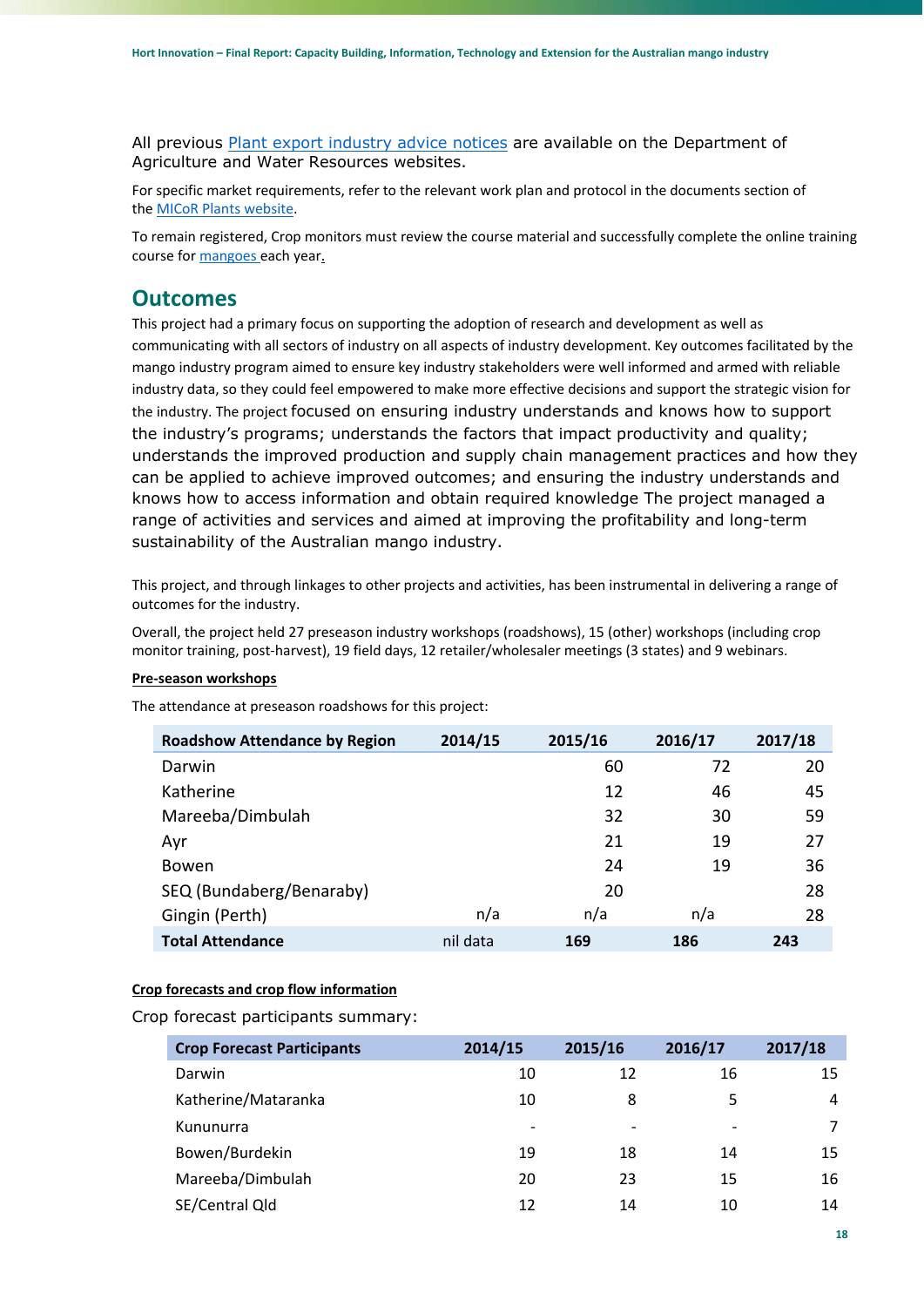All previous [Plant export industry advice notices](#) are available on the Department of Agriculture and Water Resources websites.

For specific market requirements, refer to the relevant work plan and protocol in the documents section of the [MICoR Plants website](#).

To remain registered, Crop monitors must review the course material and successfully complete the online training course for [mangoes](#) each year.

## Outcomes

This project had a primary focus on supporting the adoption of research and development as well as communicating with all sectors of industry on all aspects of industry development. Key outcomes facilitated by the mango industry program aimed to ensure key industry stakeholders were well informed and armed with reliable industry data, so they could feel empowered to make more effective decisions and support the strategic vision for the industry. The project focused on ensuring industry understands and knows how to support the industry's programs; understands the factors that impact productivity and quality; understands the improved production and supply chain management practices and how they can be applied to achieve improved outcomes; and ensuring the industry understands and knows how to access information and obtain required knowledge The project managed a range of activities and services and aimed at improving the profitability and long-term sustainability of the Australian mango industry.

This project, and through linkages to other projects and activities, has been instrumental in delivering a range of outcomes for the industry.

Overall, the project held 27 preseason industry workshops (roadshows), 15 (other) workshops (including crop monitor training, post-harvest), 19 field days, 12 retailer/wholesaler meetings (3 states) and 9 webinars.

**Pre-season workshops**

The attendance at preseason roadshows for this project:

| Roadshow Attendance by Region | 2014/15 | 2015/16 | 2016/17 | 2017/18 |
|---|---|---|---|---|
| Darwin | | 60 | 72 | 20 |
| Katherine | | 12 | 46 | 45 |
| Mareeba/Dimbulah | | 32 | 30 | 59 |
| Ayr | | 21 | 19 | 27 |
| Bowen | | 24 | 19 | 36 |
| SEQ (Bundaberg/Benaraby) | | 20 | | 28 |
| Gingin (Perth) | n/a | n/a | n/a | 28 |
| **Total Attendance** | nil data | **169** | **186** | **243** |

**Crop forecasts and crop flow information**

Crop forecast participants summary:

| Crop Forecast Participants | 2014/15 | 2015/16 | 2016/17 | 2017/18 |
|---|---|---|---|---|
| Darwin | 10 | 12 | 16 | 15 |
| Katherine/Mataranka | 10 | 8 | 5 | 4 |
| Kununurra | - | - | - | 7 |
| Bowen/Burdekin | 19 | 18 | 14 | 15 |
| Mareeba/Dimbulah | 20 | 23 | 15 | 16 |
| SE/Central Qld | 12 | 14 | 10 | 14 |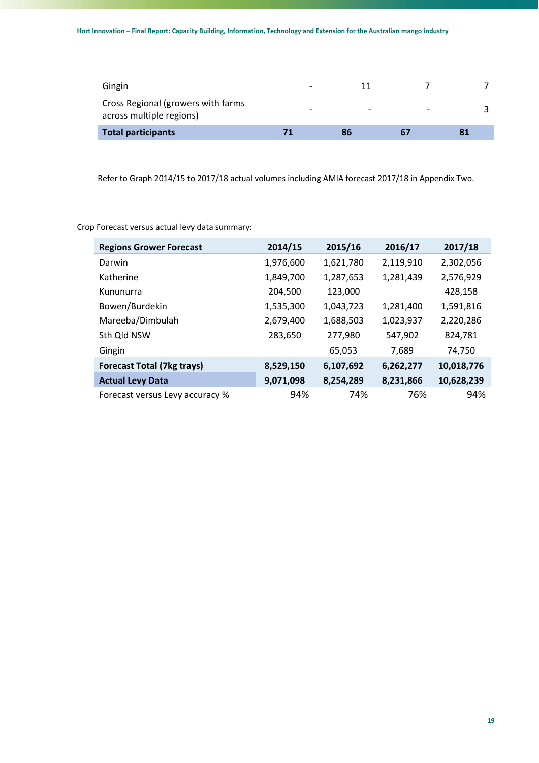| | | | | |
|---|---|---|---|---|
| Gingin | - | 11 | 7 | 7 |
| Cross Regional (growers with farms across multiple regions) | - | - | - | 3 |
| **Total participants** | **71** | **86** | **67** | **81** |

Refer to Graph 2014/15 to 2017/18 actual volumes including AMIA forecast 2017/18 in Appendix Two.

Crop Forecast versus actual levy data summary:

| Regions Grower Forecast | 2014/15 | 2015/16 | 2016/17 | 2017/18 |
|---|---|---|---|---|
| Darwin | 1,976,600 | 1,621,780 | 2,119,910 | 2,302,056 |
| Katherine | 1,849,700 | 1,287,653 | 1,281,439 | 2,576,929 |
| Kununurra | 204,500 | 123,000 | | 428,158 |
| Bowen/Burdekin | 1,535,300 | 1,043,723 | 1,281,400 | 1,591,816 |
| Mareeba/Dimbulah | 2,679,400 | 1,688,503 | 1,023,937 | 2,220,286 |
| Sth Qld NSW | 283,650 | 277,980 | 547,902 | 824,781 |
| Gingin | | 65,053 | 7,689 | 74,750 |
| **Forecast Total (7kg trays)** | **8,529,150** | **6,107,692** | **6,262,277** | **10,018,776** |
| **Actual Levy Data** | **9,071,098** | **8,254,289** | **8,231,866** | **10,628,239** |
| Forecast versus Levy accuracy % | 94% | 74% | 76% | 94% |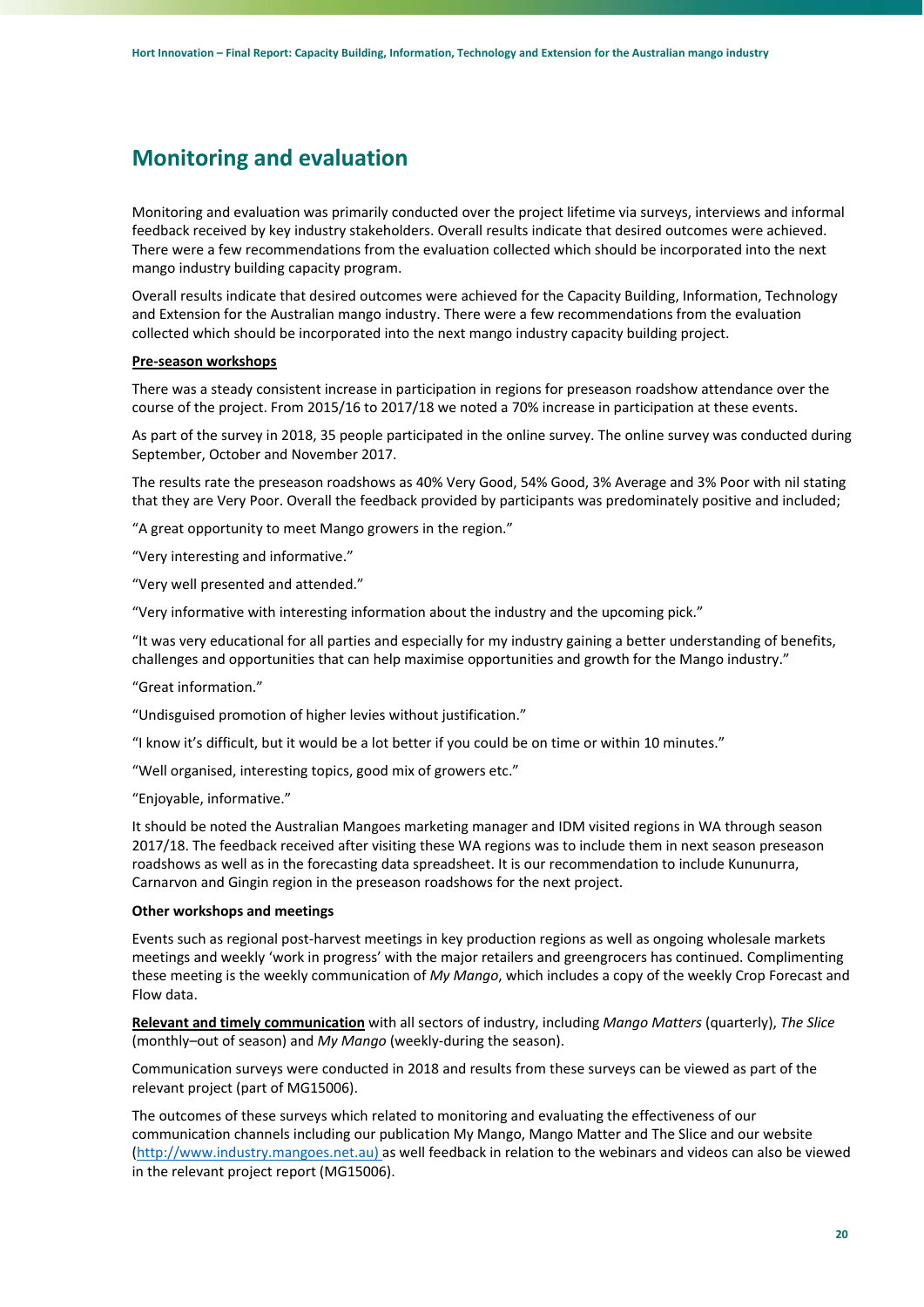## Monitoring and evaluation

Monitoring and evaluation was primarily conducted over the project lifetime via surveys, interviews and informal feedback received by key industry stakeholders. Overall results indicate that desired outcomes were achieved. There were a few recommendations from the evaluation collected which should be incorporated into the next mango industry building capacity program.

Overall results indicate that desired outcomes were achieved for the Capacity Building, Information, Technology and Extension for the Australian mango industry. There were a few recommendations from the evaluation collected which should be incorporated into the next mango industry capacity building project.

**Pre-season workshops**

There was a steady consistent increase in participation in regions for preseason roadshow attendance over the course of the project. From 2015/16 to 2017/18 we noted a 70% increase in participation at these events.

As part of the survey in 2018, 35 people participated in the online survey. The online survey was conducted during September, October and November 2017.

The results rate the preseason roadshows as 40% Very Good, 54% Good, 3% Average and 3% Poor with nil stating that they are Very Poor. Overall the feedback provided by participants was predominately positive and included;

"A great opportunity to meet Mango growers in the region."

"Very interesting and informative."

"Very well presented and attended."

"Very informative with interesting information about the industry and the upcoming pick."

"It was very educational for all parties and especially for my industry gaining a better understanding of benefits, challenges and opportunities that can help maximise opportunities and growth for the Mango industry."

"Great information."

"Undisguised promotion of higher levies without justification."

"I know it's difficult, but it would be a lot better if you could be on time or within 10 minutes."

"Well organised, interesting topics, good mix of growers etc."

"Enjoyable, informative."

It should be noted the Australian Mangoes marketing manager and IDM visited regions in WA through season 2017/18. The feedback received after visiting these WA regions was to include them in next season preseason roadshows as well as in the forecasting data spreadsheet. It is our recommendation to include Kununurra, Carnarvon and Gingin region in the preseason roadshows for the next project.

**Other workshops and meetings**

Events such as regional post-harvest meetings in key production regions as well as ongoing wholesale markets meetings and weekly 'work in progress' with the major retailers and greengrocers has continued. Complimenting these meeting is the weekly communication of *My Mango*, which includes a copy of the weekly Crop Forecast and Flow data.

**Relevant and timely communication** with all sectors of industry, including *Mango Matters* (quarterly), *The Slice* (monthly–out of season) and *My Mango* (weekly-during the season).

Communication surveys were conducted in 2018 and results from these surveys can be viewed as part of the relevant project (part of MG15006).

The outcomes of these surveys which related to monitoring and evaluating the effectiveness of our communication channels including our publication My Mango, Mango Matter and The Slice and our website (http://www.industry.mangoes.net.au) as well feedback in relation to the webinars and videos can also be viewed in the relevant project report (MG15006).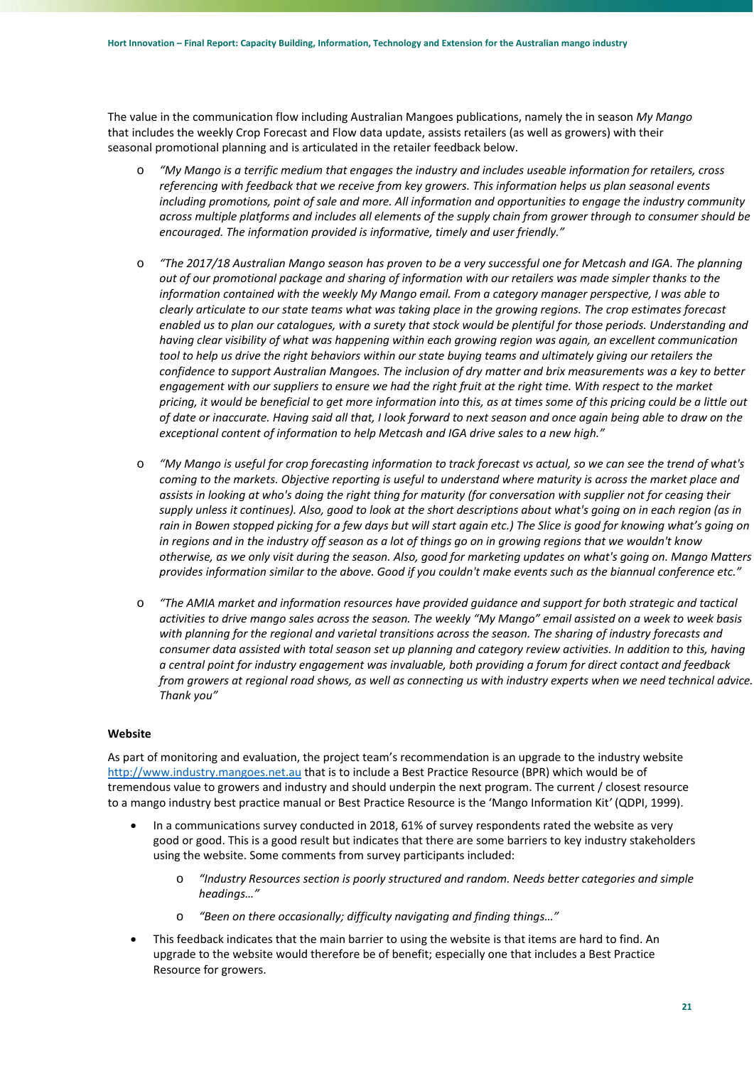The value in the communication flow including Australian Mangoes publications, namely the in season *My Mango* that includes the weekly Crop Forecast and Flow data update, assists retailers (as well as growers) with their seasonal promotional planning and is articulated in the retailer feedback below.

- *"My Mango is a terrific medium that engages the industry and includes useable information for retailers, cross referencing with feedback that we receive from key growers. This information helps us plan seasonal events including promotions, point of sale and more. All information and opportunities to engage the industry community across multiple platforms and includes all elements of the supply chain from grower through to consumer should be encouraged. The information provided is informative, timely and user friendly."*

- *"The 2017/18 Australian Mango season has proven to be a very successful one for Metcash and IGA. The planning out of our promotional package and sharing of information with our retailers was made simpler thanks to the information contained with the weekly My Mango email. From a category manager perspective, I was able to clearly articulate to our state teams what was taking place in the growing regions. The crop estimates forecast enabled us to plan our catalogues, with a surety that stock would be plentiful for those periods. Understanding and having clear visibility of what was happening within each growing region was again, an excellent communication tool to help us drive the right behaviors within our state buying teams and ultimately giving our retailers the confidence to support Australian Mangoes. The inclusion of dry matter and brix measurements was a key to better engagement with our suppliers to ensure we had the right fruit at the right time. With respect to the market pricing, it would be beneficial to get more information into this, as at times some of this pricing could be a little out of date or inaccurate. Having said all that, I look forward to next season and once again being able to draw on the exceptional content of information to help Metcash and IGA drive sales to a new high."*

- *"My Mango is useful for crop forecasting information to track forecast vs actual, so we can see the trend of what's coming to the markets. Objective reporting is useful to understand where maturity is across the market place and assists in looking at who's doing the right thing for maturity (for conversation with supplier not for ceasing their supply unless it continues). Also, good to look at the short descriptions about what's going on in each region (as in rain in Bowen stopped picking for a few days but will start again etc.) The Slice is good for knowing what's going on in regions and in the industry off season as a lot of things go on in growing regions that we wouldn't know otherwise, as we only visit during the season. Also, good for marketing updates on what's going on. Mango Matters provides information similar to the above. Good if you couldn't make events such as the biannual conference etc."*

- *"The AMIA market and information resources have provided guidance and support for both strategic and tactical activities to drive mango sales across the season. The weekly "My Mango" email assisted on a week to week basis with planning for the regional and varietal transitions across the season. The sharing of industry forecasts and consumer data assisted with total season set up planning and category review activities. In addition to this, having a central point for industry engagement was invaluable, both providing a forum for direct contact and feedback from growers at regional road shows, as well as connecting us with industry experts when we need technical advice. Thank you"*

**Website**

As part of monitoring and evaluation, the project team's recommendation is an upgrade to the industry website http://www.industry.mangoes.net.au that is to include a Best Practice Resource (BPR) which would be of tremendous value to growers and industry and should underpin the next program. The current / closest resource to a mango industry best practice manual or Best Practice Resource is the 'Mango Information Kit' (QDPI, 1999).

- In a communications survey conducted in 2018, 61% of survey respondents rated the website as very good or good. This is a good result but indicates that there are some barriers to key industry stakeholders using the website. Some comments from survey participants included:
  - *"Industry Resources section is poorly structured and random. Needs better categories and simple headings…"*
  - *"Been on there occasionally; difficulty navigating and finding things…"*
- This feedback indicates that the main barrier to using the website is that items are hard to find. An upgrade to the website would therefore be of benefit; especially one that includes a Best Practice Resource for growers.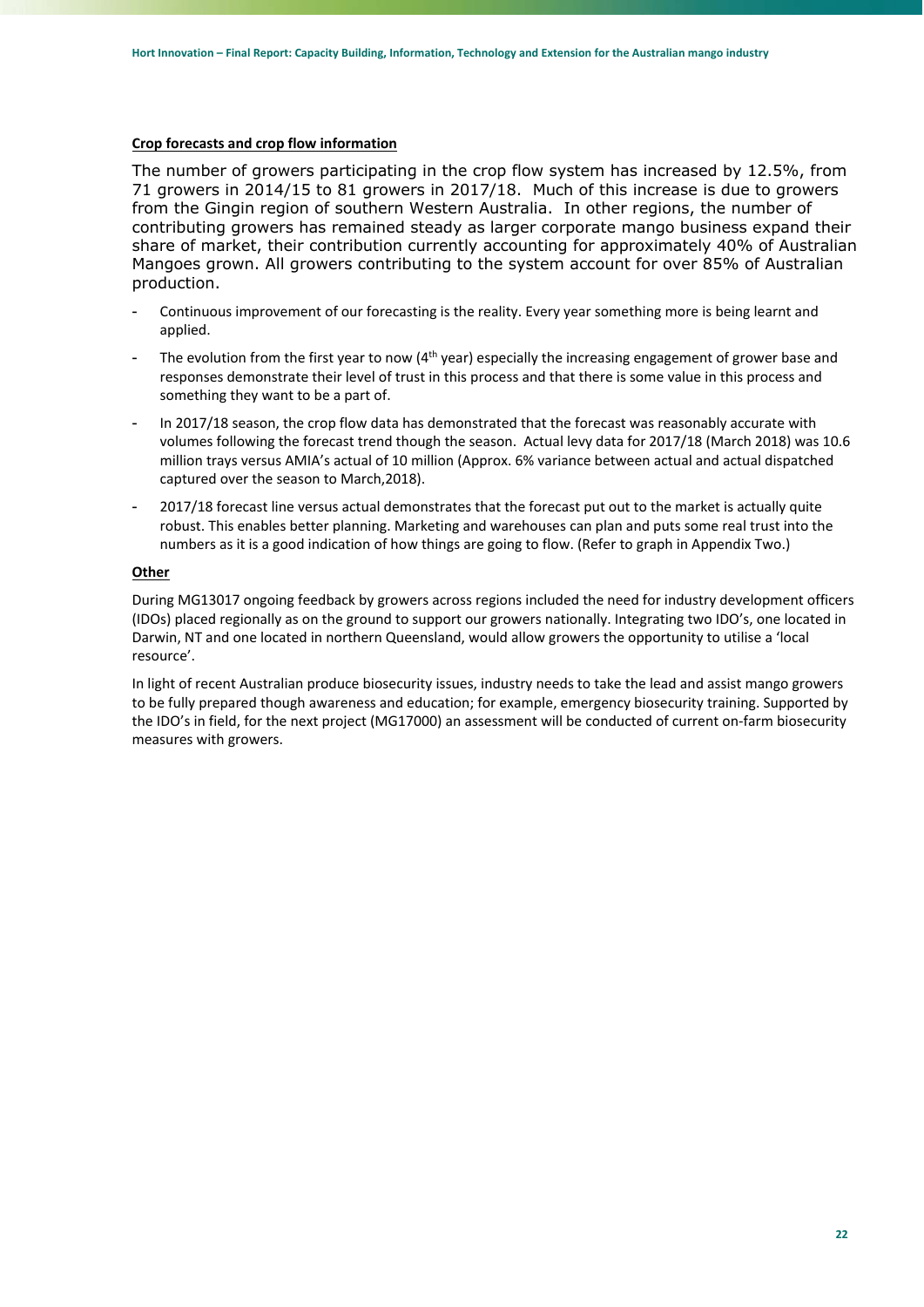**Crop forecasts and crop flow information**

The number of growers participating in the crop flow system has increased by 12.5%, from 71 growers in 2014/15 to 81 growers in 2017/18. Much of this increase is due to growers from the Gingin region of southern Western Australia. In other regions, the number of contributing growers has remained steady as larger corporate mango business expand their share of market, their contribution currently accounting for approximately 40% of Australian Mangoes grown. All growers contributing to the system account for over 85% of Australian production.

- Continuous improvement of our forecasting is the reality. Every year something more is being learnt and applied.
- The evolution from the first year to now (4th year) especially the increasing engagement of grower base and responses demonstrate their level of trust in this process and that there is some value in this process and something they want to be a part of.
- In 2017/18 season, the crop flow data has demonstrated that the forecast was reasonably accurate with volumes following the forecast trend though the season. Actual levy data for 2017/18 (March 2018) was 10.6 million trays versus AMIA's actual of 10 million (Approx. 6% variance between actual and actual dispatched captured over the season to March,2018).
- 2017/18 forecast line versus actual demonstrates that the forecast put out to the market is actually quite robust. This enables better planning. Marketing and warehouses can plan and puts some real trust into the numbers as it is a good indication of how things are going to flow. (Refer to graph in Appendix Two.)

**Other**

During MG13017 ongoing feedback by growers across regions included the need for industry development officers (IDOs) placed regionally as on the ground to support our growers nationally. Integrating two IDO's, one located in Darwin, NT and one located in northern Queensland, would allow growers the opportunity to utilise a 'local resource'.

In light of recent Australian produce biosecurity issues, industry needs to take the lead and assist mango growers to be fully prepared though awareness and education; for example, emergency biosecurity training. Supported by the IDO's in field, for the next project (MG17000) an assessment will be conducted of current on-farm biosecurity measures with growers.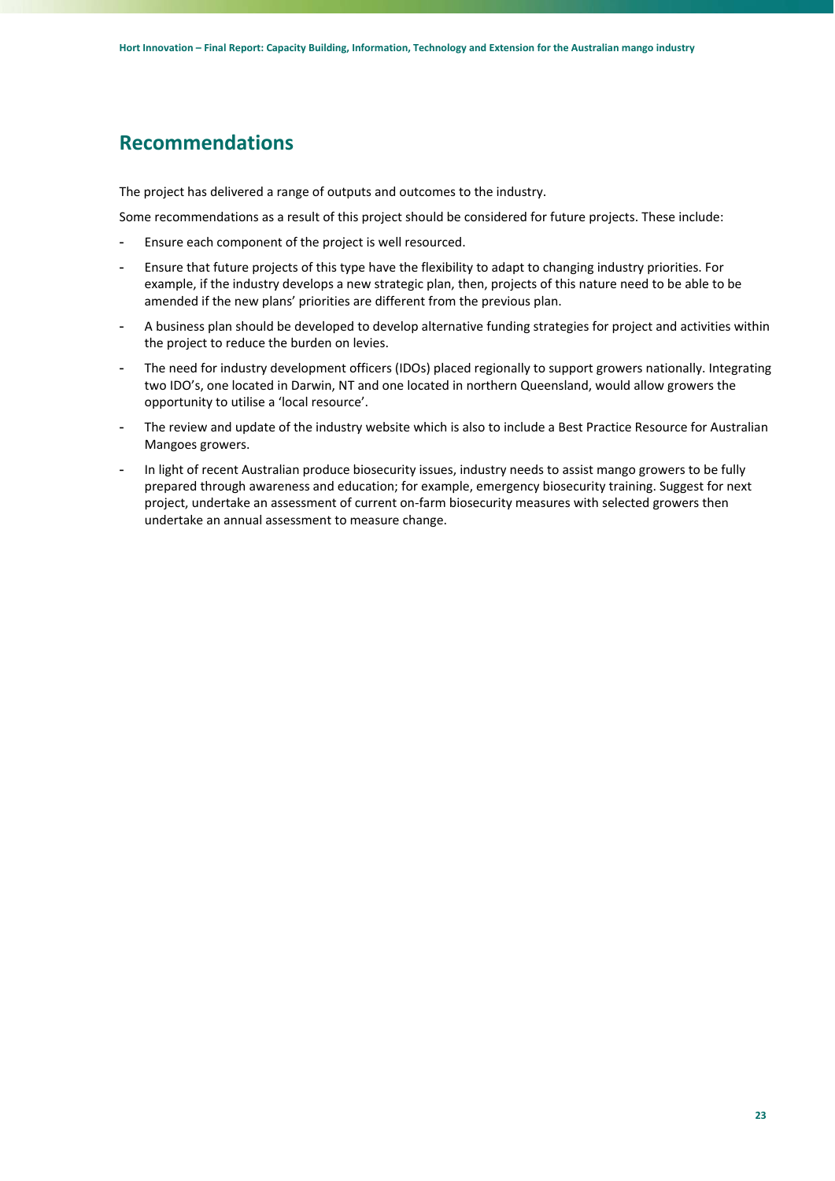## Recommendations

The project has delivered a range of outputs and outcomes to the industry.

Some recommendations as a result of this project should be considered for future projects. These include:

- Ensure each component of the project is well resourced.
- Ensure that future projects of this type have the flexibility to adapt to changing industry priorities. For example, if the industry develops a new strategic plan, then, projects of this nature need to be able to be amended if the new plans' priorities are different from the previous plan.
- A business plan should be developed to develop alternative funding strategies for project and activities within the project to reduce the burden on levies.
- The need for industry development officers (IDOs) placed regionally to support growers nationally. Integrating two IDO's, one located in Darwin, NT and one located in northern Queensland, would allow growers the opportunity to utilise a 'local resource'.
- The review and update of the industry website which is also to include a Best Practice Resource for Australian Mangoes growers.
- In light of recent Australian produce biosecurity issues, industry needs to assist mango growers to be fully prepared through awareness and education; for example, emergency biosecurity training. Suggest for next project, undertake an assessment of current on-farm biosecurity measures with selected growers then undertake an annual assessment to measure change.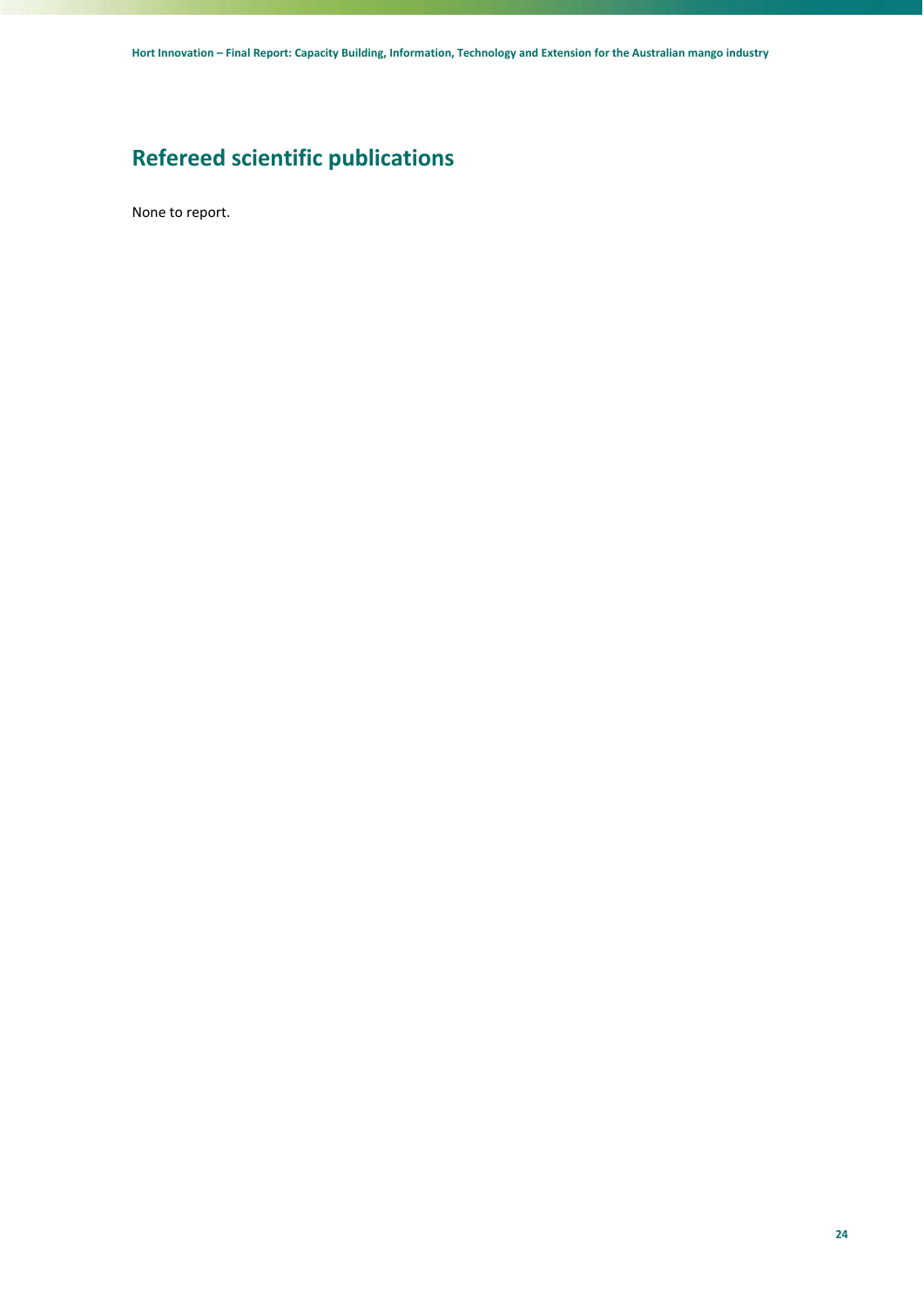## Refereed scientific publications

None to report.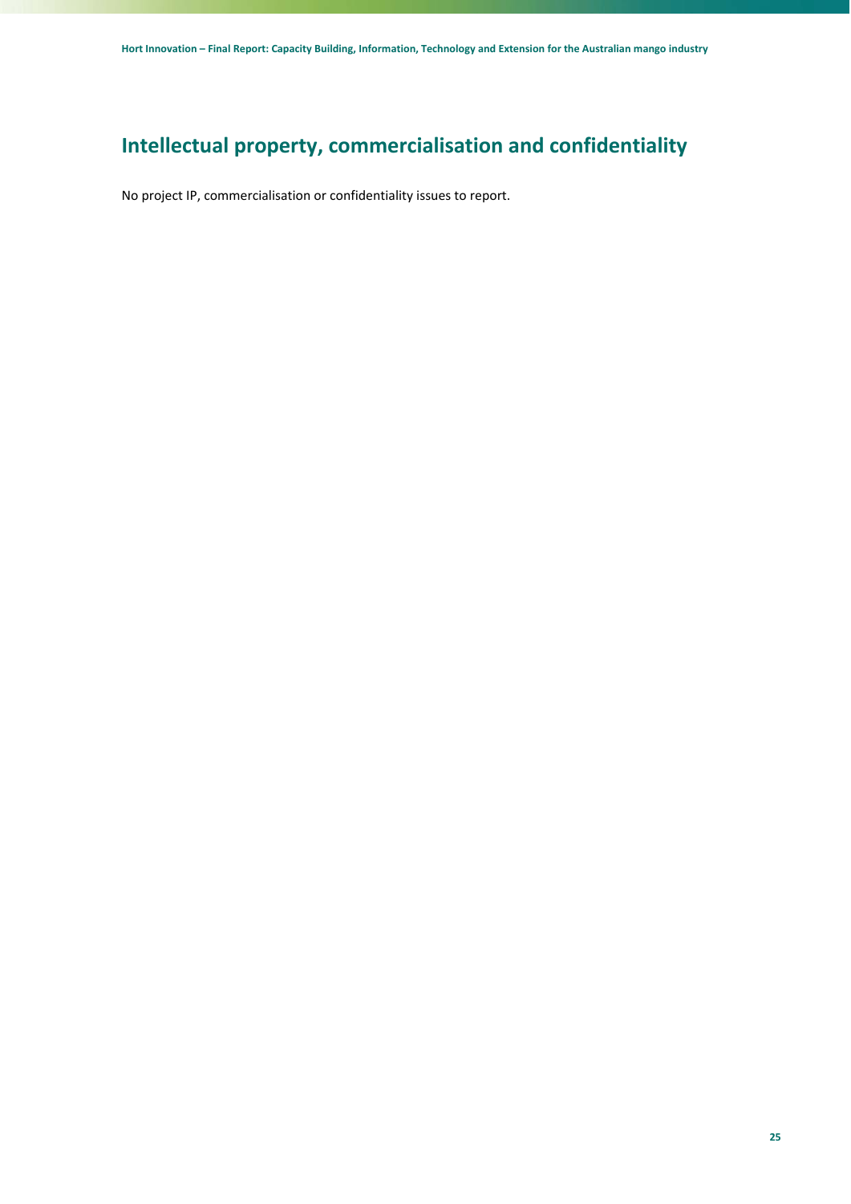# Intellectual property, commercialisation and confidentiality

No project IP, commercialisation or confidentiality issues to report.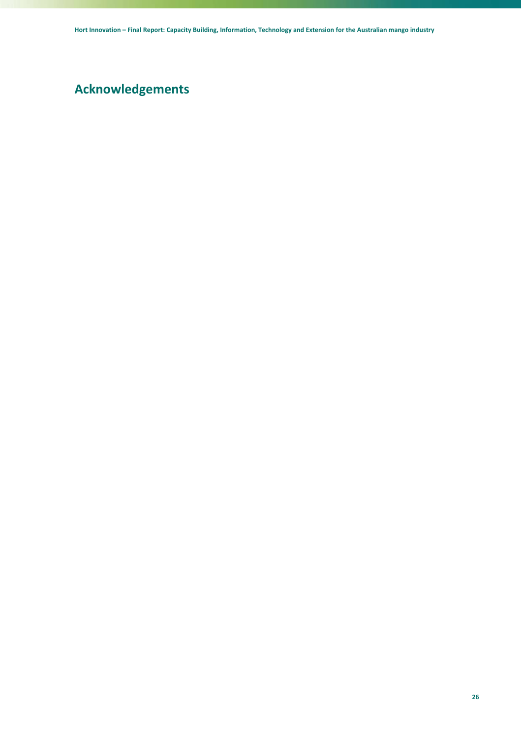# Acknowledgements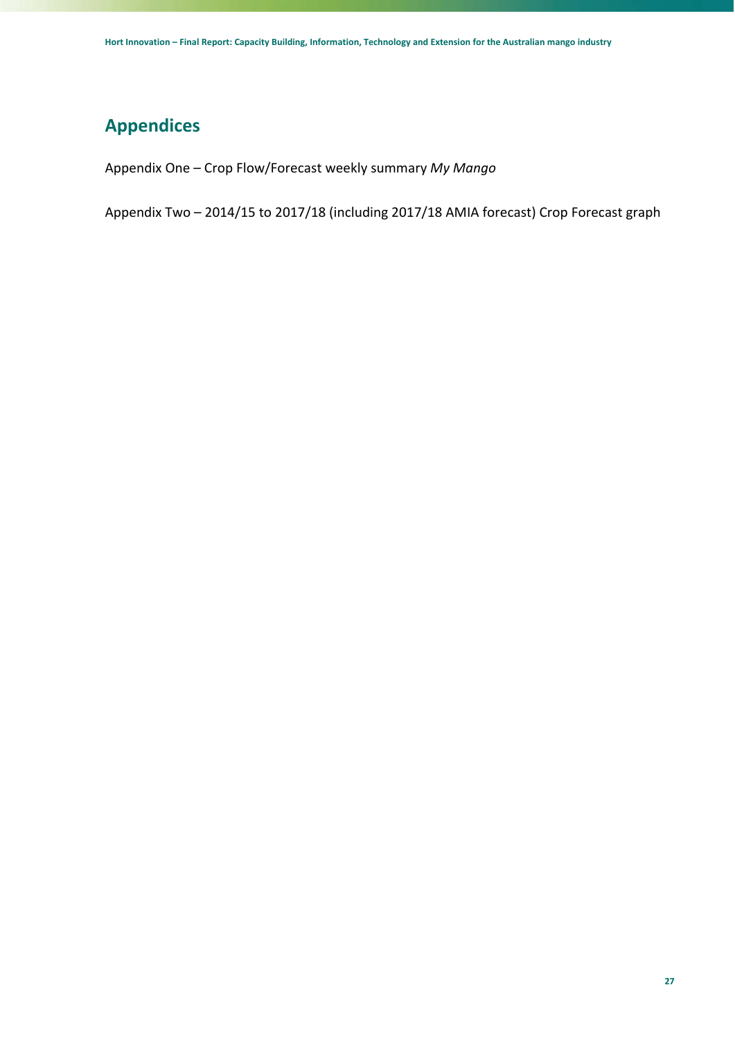# Appendices

Appendix One – Crop Flow/Forecast weekly summary *My Mango*

Appendix Two – 2014/15 to 2017/18 (including 2017/18 AMIA forecast) Crop Forecast graph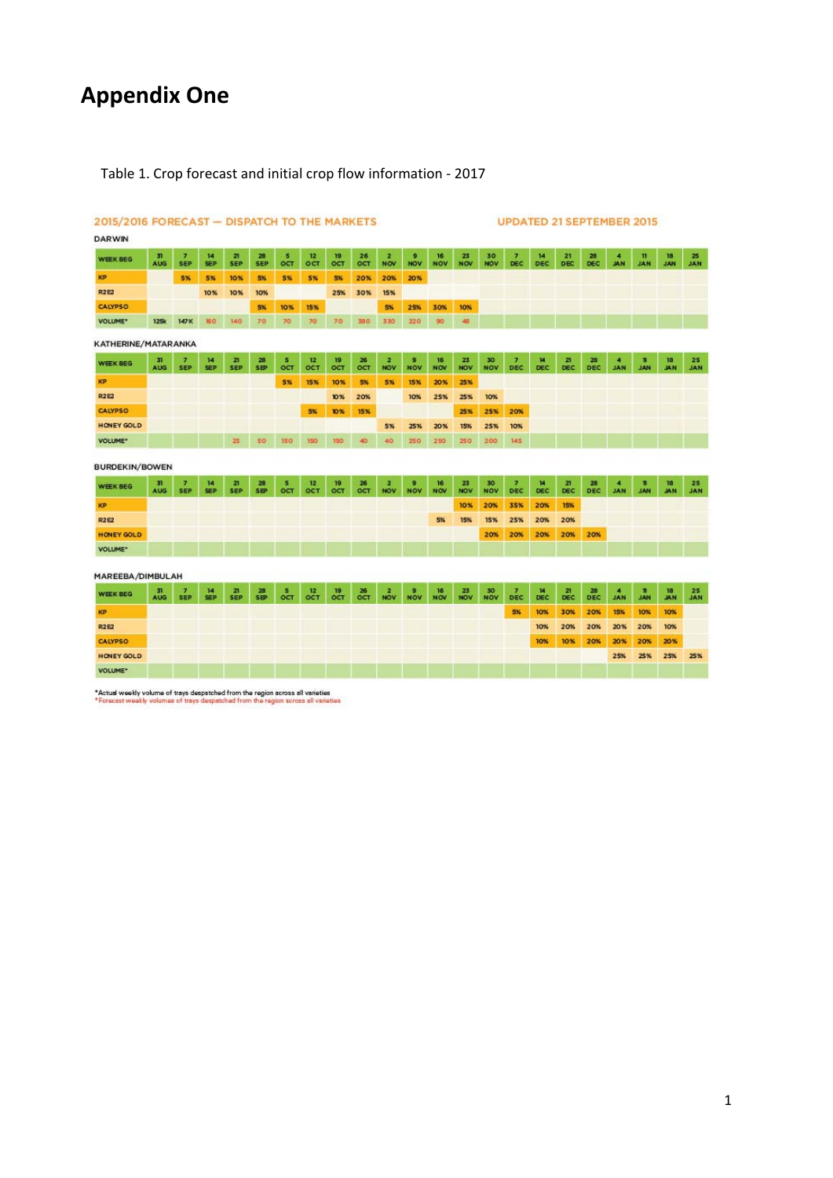# Appendix One

Table 1. Crop forecast and initial crop flow information - 2017

**2015/2016 FORECAST — DISPATCH TO THE MARKETS** UPDATED 21 SEPTEMBER 2015

**DARWIN**

| WEEK BEG | 31 AUG | 7 SEP | 14 SEP | 21 SEP | 28 SEP | 5 OCT | 12 OCT | 19 OCT | 26 OCT | 2 NOV | 9 NOV | 16 NOV | 23 NOV | 30 NOV | 7 DEC | 14 DEC | 21 DEC | 28 DEC | 4 JAN | 11 JAN | 18 JAN | 25 JAN |
|---|---|---|---|---|---|---|---|---|---|---|---|---|---|---|---|---|---|---|---|---|---|---|
| KP | | 5% | 5% | 10% | 5% | 5% | 5% | 5% | 20% | 20% | 20% | | | | | | | | | | | |
| R2E2 | | | 10% | 10% | 10% | | | 25% | 30% | 15% | | | | | | | | | | | | |
| CALYPSO | | | | | 5% | 10% | 15% | | | 5% | 25% | 30% | 10% | | | | | | | | | |
| VOLUME* | 125k | 147K | 160 | 140 | 70 | 70 | 70 | 70 | 380 | 330 | 220 | 90 | 48 | | | | | | | | | |

**KATHERINE/MATARANKA**

| WEEK BEG | 31 AUG | 7 SEP | 14 SEP | 21 SEP | 28 SEP | 5 OCT | 12 OCT | 19 OCT | 26 OCT | 2 NOV | 9 NOV | 16 NOV | 23 NOV | 30 NOV | 7 DEC | 14 DEC | 21 DEC | 28 DEC | 4 JAN | 11 JAN | 18 JAN | 25 JAN |
|---|---|---|---|---|---|---|---|---|---|---|---|---|---|---|---|---|---|---|---|---|---|---|
| KP | | | | | | 5% | 15% | 10% | 5% | 5% | 15% | 20% | 25% | | | | | | | | | |
| R2E2 | | | | | | | | 10% | 20% | | 10% | 25% | 25% | 10% | | | | | | | | |
| CALYPSO | | | | | | | 5% | 10% | 15% | | | | 25% | 25% | 20% | | | | | | | |
| HONEY GOLD | | | | | | | | | | 5% | 25% | 20% | 15% | 25% | 10% | | | | | | | |
| VOLUME* | | | | 25 | 50 | 150 | 150 | 150 | 40 | 40 | 250 | 250 | 250 | 200 | 145 | | | | | | | |

**BURDEKIN/BOWEN**

| WEEK BEG | 31 AUG | 7 SEP | 14 SEP | 21 SEP | 28 SEP | 5 OCT | 12 OCT | 19 OCT | 26 OCT | 2 NOV | 9 NOV | 16 NOV | 23 NOV | 30 NOV | 7 DEC | 14 DEC | 21 DEC | 28 DEC | 4 JAN | 11 JAN | 18 JAN | 25 JAN |
|---|---|---|---|---|---|---|---|---|---|---|---|---|---|---|---|---|---|---|---|---|---|---|
| KP | | | | | | | | | | | | | 10% | 20% | 35% | 20% | 15% | | | | | |
| R2E2 | | | | | | | | | | | | 5% | 15% | 15% | 25% | 20% | 20% | | | | | |
| HONEY GOLD | | | | | | | | | | | | | | 20% | 20% | 20% | 20% | 20% | | | | |
| VOLUME* | | | | | | | | | | | | | | | | | | | | | | |

**MAREEBA/DIMBULAH**

| WEEK BEG | 31 AUG | 7 SEP | 14 SEP | 21 SEP | 28 SEP | 5 OCT | 12 OCT | 19 OCT | 26 OCT | 2 NOV | 9 NOV | 16 NOV | 23 NOV | 30 NOV | 7 DEC | 14 DEC | 21 DEC | 28 DEC | 4 JAN | 11 JAN | 18 JAN | 25 JAN |
|---|---|---|---|---|---|---|---|---|---|---|---|---|---|---|---|---|---|---|---|---|---|---|
| KP | | | | | | | | | | | | | | | 5% | 10% | 30% | 20% | 15% | 10% | 10% | |
| R2E2 | | | | | | | | | | | | | | | | 10% | 20% | 20% | 20% | 20% | 10% | |
| CALYPSO | | | | | | | | | | | | | | | | 10% | 10% | 20% | 20% | 20% | 20% | |
| HONEY GOLD | | | | | | | | | | | | | | | | | | | 25% | 25% | 25% | 25% |
| VOLUME* | | | | | | | | | | | | | | | | | | | | | | |

*Actual weekly volume of trays despatched from the region across all varieties
*Forecast weekly volumes of trays despatched from the region across all varieties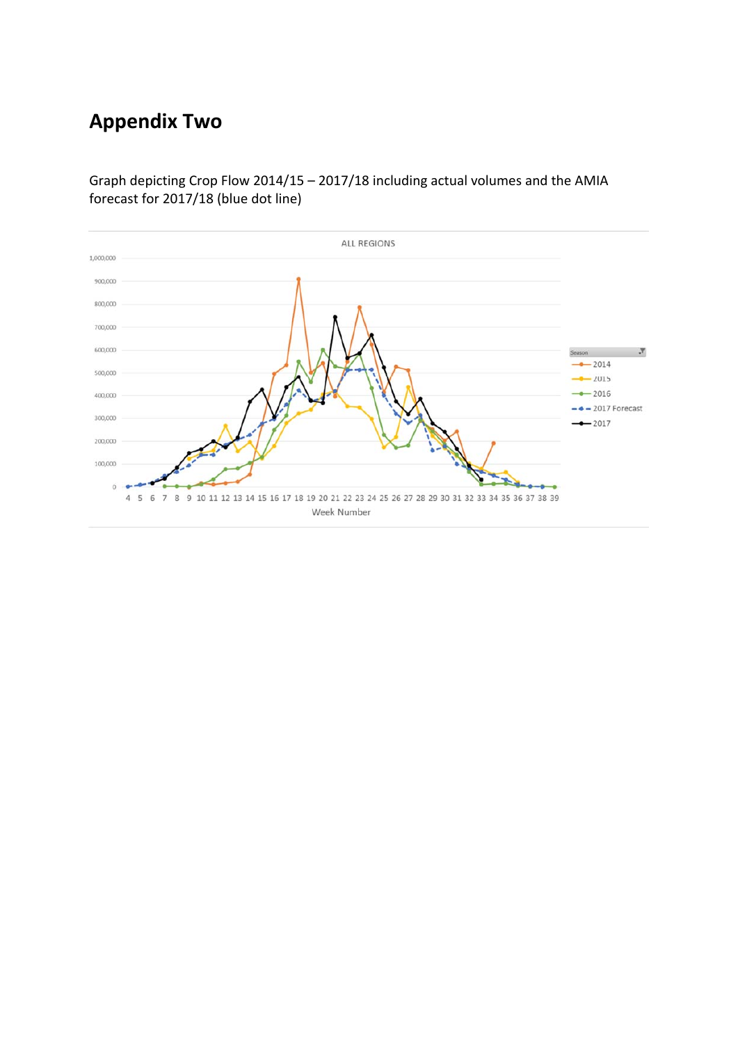# Appendix Two

Graph depicting Crop Flow 2014/15 – 2017/18 including actual volumes and the AMIA forecast for 2017/18 (blue dot line)

ALL REGIONS

1,000,000
900,000
800,000
700,000
600,000
500,000
400,000
300,000
200,000
100,000
0

4 5 6 7 8 9 10 11 12 13 14 15 16 17 18 19 20 21 22 23 24 25 26 27 28 29 30 31 32 33 34 35 36 37 38 39

Week Number

Season

2014
2015
2016
2017 Forecast
2017